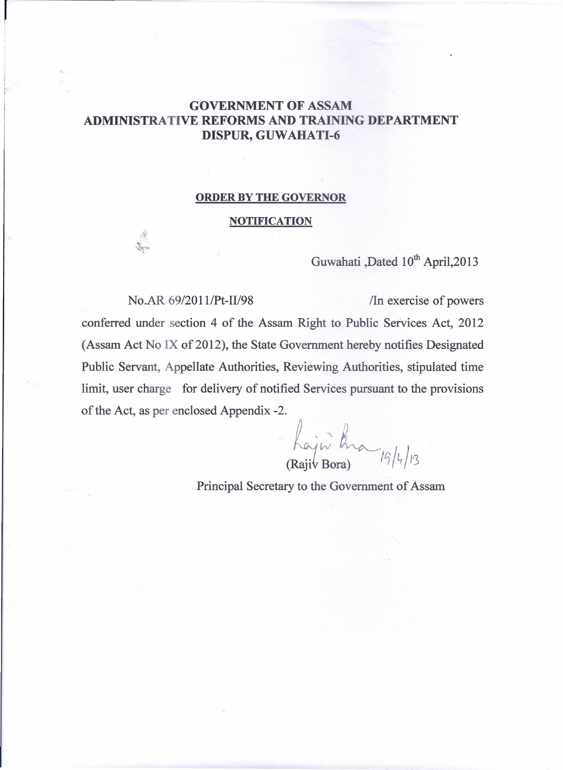# GOVERNMENT OF ASSAM
## ADMINISTRATIVE REFORMS AND TRAINING DEPARTMENT
## DISPUR, GUWAHATI-6

**ORDER BY THE GOVERNOR**

**NOTIFICATION**

Guwahati ,Dated 10th April,2013

No.AR 69/2011/Pt-II/98 /In exercise of powers conferred under section 4 of the Assam Right to Public Services Act, 2012 (Assam Act No IX of 2012), the State Government hereby notifies Designated Public Servant, Appellate Authorities, Reviewing Authorities, stipulated time limit, user charge for delivery of notified Services pursuant to the provisions of the Act, as per enclosed Appendix -2.

(Rajiv Bora) 19/4/13

Principal Secretary to the Government of Assam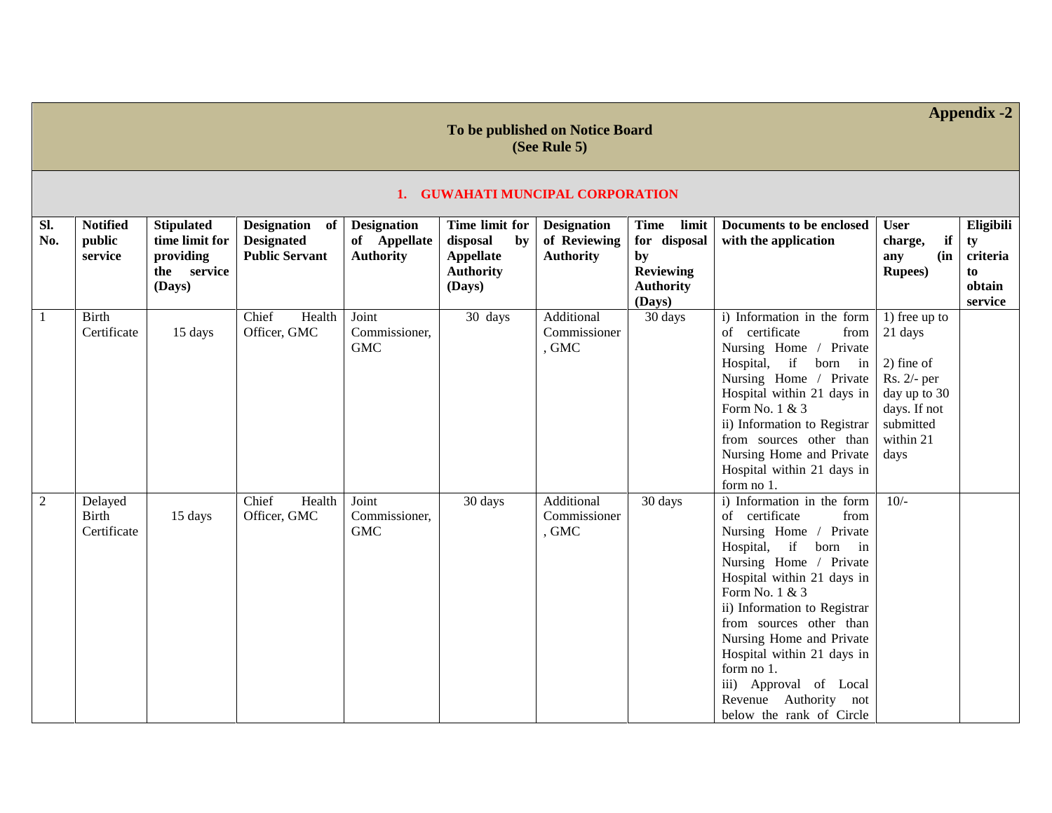**Appendix -2**

**To be published on Notice Board**
**(See Rule 5)**

**1. GUWAHATI MUNCIPAL CORPORATION**

| Sl. No. | Notified public service | Stipulated time limit for providing the service (Days) | Designation of Designated Public Servant | Designation of Appellate Authority | Time limit for disposal by Appellate Authority (Days) | Designation of Reviewing Authority | Time limit for disposal by Reviewing Authority (Days) | Documents to be enclosed with the application | User charge, if any (in Rupees) | Eligibility criteria to obtain service |
|---|---|---|---|---|---|---|---|---|---|---|
| 1 | Birth Certificate | 15 days | Chief Health Officer, GMC | Joint Commissioner, GMC | 30 days | Additional Commissioner, GMC | 30 days | i) Information in the form of certificate from Nursing Home / Private Hospital, if born in Nursing Home / Private Hospital within 21 days in Form No. 1 & 3<br>ii) Information to Registrar from sources other than Nursing Home and Private Hospital within 21 days in form no 1. | 1) free up to 21 days<br><br>2) fine of Rs. 2/- per day up to 30 days. If not submitted within 21 days | |
| 2 | Delayed Birth Certificate | 15 days | Chief Health Officer, GMC | Joint Commissioner, GMC | 30 days | Additional Commissioner, GMC | 30 days | i) Information in the form of certificate from Nursing Home / Private Hospital, if born in Nursing Home / Private Hospital within 21 days in Form No. 1 & 3<br>ii) Information to Registrar from sources other than Nursing Home and Private Hospital within 21 days in form no 1.<br>iii) Approval of Local Revenue Authority not below the rank of Circle | 10/- | |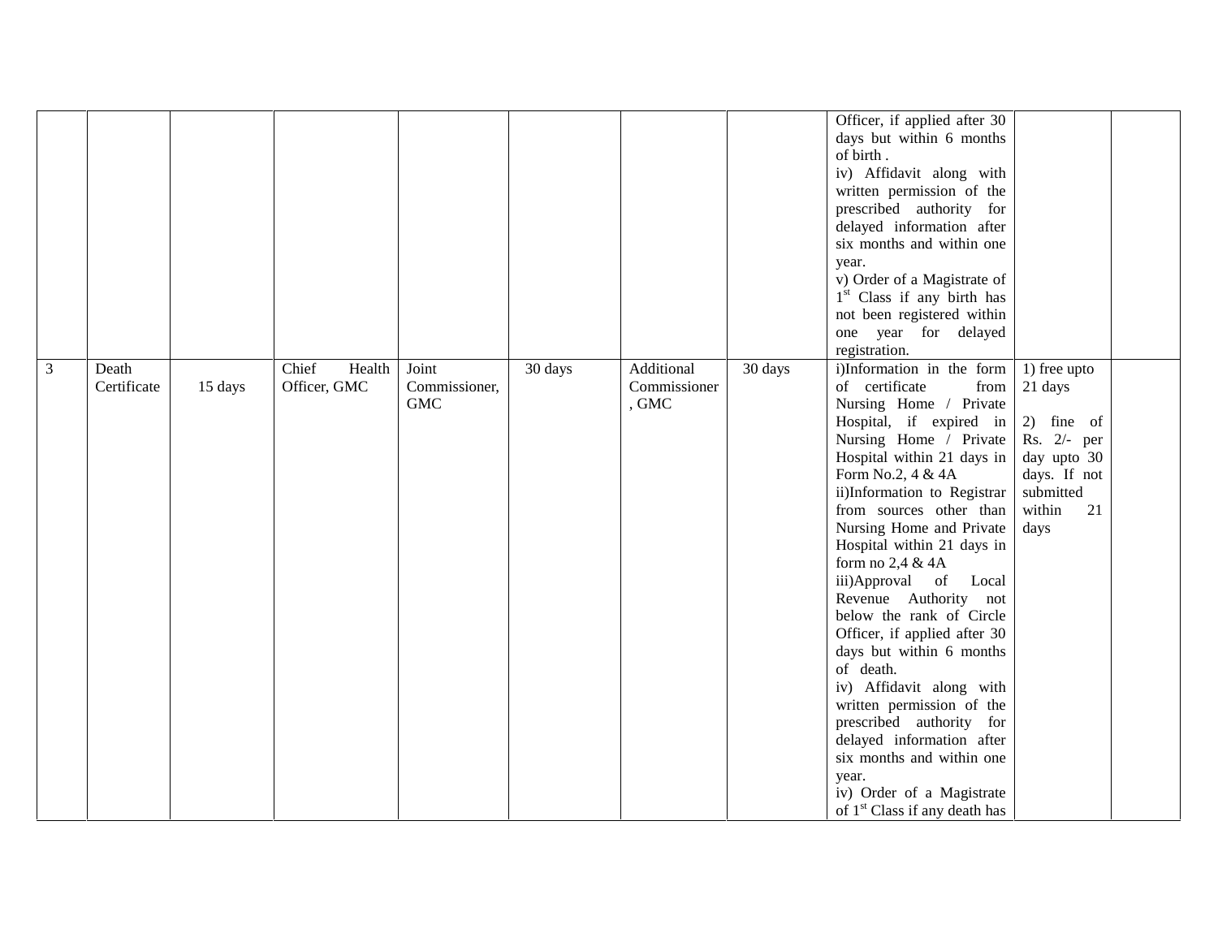| | | | | | | | | | | |
|---|---|---|---|---|---|---|---|---|---|---|
| | | | | | | | | Officer, if applied after 30 days but within 6 months of birth .<br>iv) Affidavit along with written permission of the prescribed authority for delayed information after six months and within one year.<br>v) Order of a Magistrate of 1st Class if any birth has not been registered within one year for delayed registration. | | |
| 3 | Death Certificate | 15 days | Chief Health Officer, GMC | Joint Commissioner, GMC | 30 days | Additional Commissioner , GMC | 30 days | i)Information in the form of certificate from Nursing Home / Private Hospital, if expired in Nursing Home / Private Hospital within 21 days in Form No.2, 4 & 4A<br>ii)Information to Registrar from sources other than Nursing Home and Private Hospital within 21 days in form no 2,4 & 4A<br>iii)Approval of Local Revenue Authority not below the rank of Circle Officer, if applied after 30 days but within 6 months of death.<br>iv) Affidavit along with written permission of the prescribed authority for delayed information after six months and within one year.<br>iv) Order of a Magistrate of 1st Class if any death has | 1) free upto 21 days<br><br>2) fine of Rs. 2/- per day upto 30 days. If not submitted within 21 days | |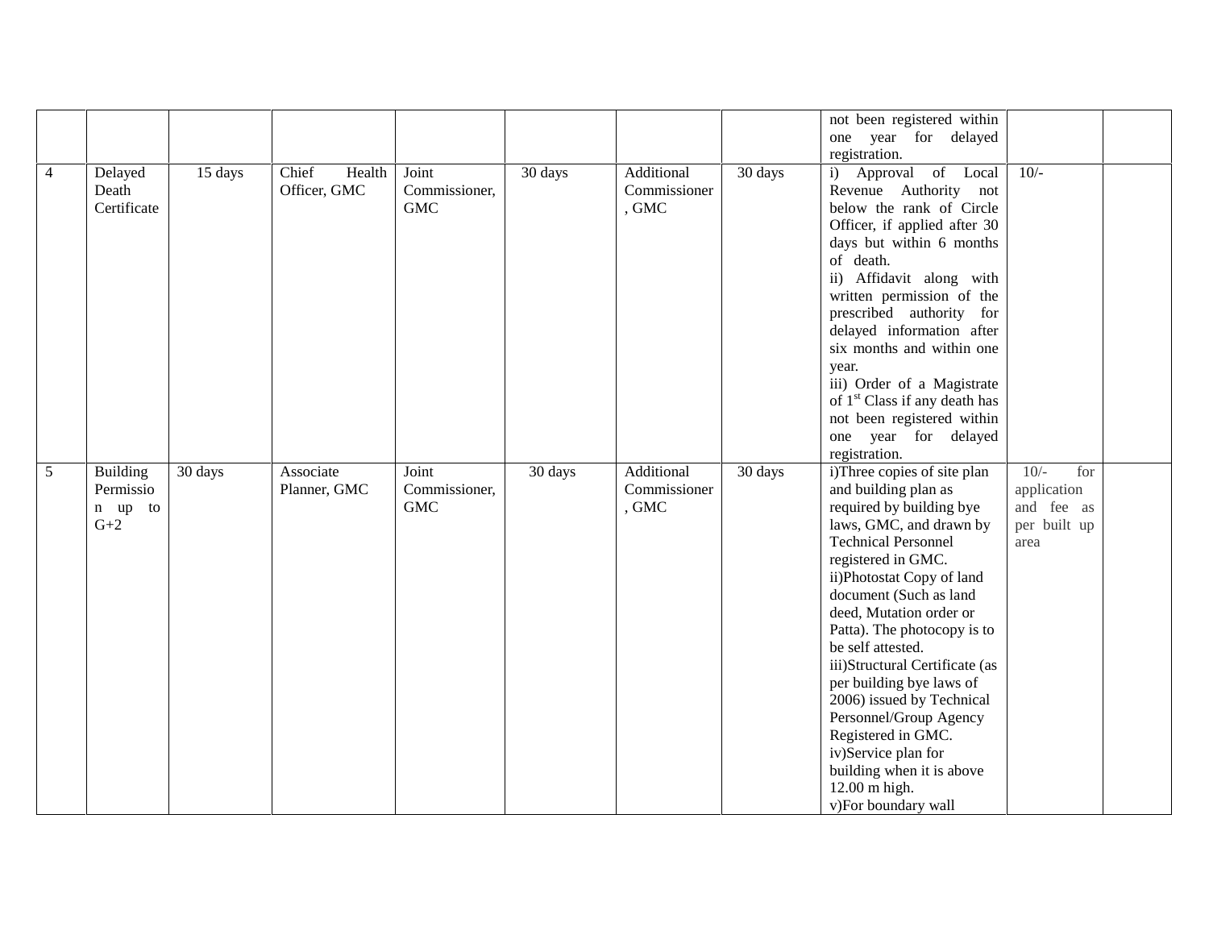| | | | | | | | | | | |
|---|---|---|---|---|---|---|---|---|---|---|
| | | | | | | | | not been registered within one year for delayed registration. | | |
| 4 | Delayed Death Certificate | 15 days | Chief Health Officer, GMC | Joint Commissioner, GMC | 30 days | Additional Commissioner, GMC | 30 days | i) Approval of Local Revenue Authority not below the rank of Circle Officer, if applied after 30 days but within 6 months of death.<br>ii) Affidavit along with written permission of the prescribed authority for delayed information after six months and within one year.<br>iii) Order of a Magistrate of 1st Class if any death has not been registered within one year for delayed registration. | 10/- | |
| 5 | Building Permission up to G+2 | 30 days | Associate Planner, GMC | Joint Commissioner, GMC | 30 days | Additional Commissioner, GMC | 30 days | i)Three copies of site plan and building plan as required by building bye laws, GMC, and drawn by Technical Personnel registered in GMC.<br>ii)Photostat Copy of land document (Such as land deed, Mutation order or Patta). The photocopy is to be self attested.<br>iii)Structural Certificate (as per building bye laws of 2006) issued by Technical Personnel/Group Agency Registered in GMC.<br>iv)Service plan for building when it is above 12.00 m high.<br>v)For boundary wall | 10/- for application and fee as per built up area | |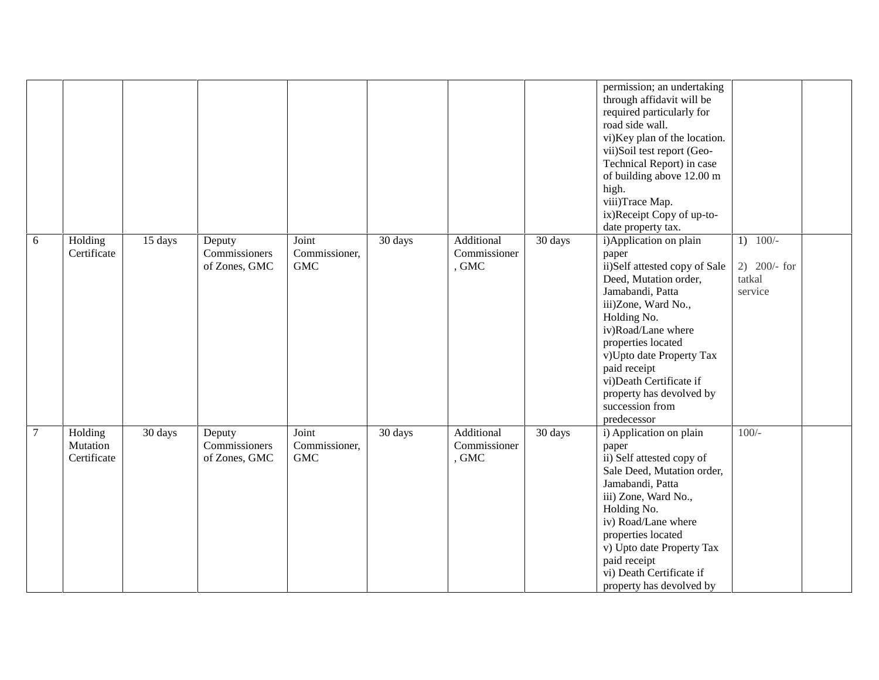| | | | | | | | | | | |
|---|---|---|---|---|---|---|---|---|---|---|
| | | | | | | | | permission; an undertaking through affidavit will be required particularly for road side wall.<br>vi)Key plan of the location.<br>vii)Soil test report (Geo-Technical Report) in case of building above 12.00 m high.<br>viii)Trace Map.<br>ix)Receipt Copy of up-to-date property tax. | | |
| 6 | Holding Certificate | 15 days | Deputy Commissioners of Zones, GMC | Joint Commissioner, GMC | 30 days | Additional Commissioner , GMC | 30 days | i)Application on plain paper<br>ii)Self attested copy of Sale Deed, Mutation order, Jamabandi, Patta<br>iii)Zone, Ward No., Holding No.<br>iv)Road/Lane where properties located<br>v)Upto date Property Tax paid receipt<br>vi)Death Certificate if property has devolved by succession from predecessor | 1) 100/-<br><br>2) 200/- for tatkal service | |
| 7 | Holding Mutation Certificate | 30 days | Deputy Commissioners of Zones, GMC | Joint Commissioner, GMC | 30 days | Additional Commissioner , GMC | 30 days | i) Application on plain paper<br>ii) Self attested copy of Sale Deed, Mutation order, Jamabandi, Patta<br>iii) Zone, Ward No., Holding No.<br>iv) Road/Lane where properties located<br>v) Upto date Property Tax paid receipt<br>vi) Death Certificate if property has devolved by | 100/- | |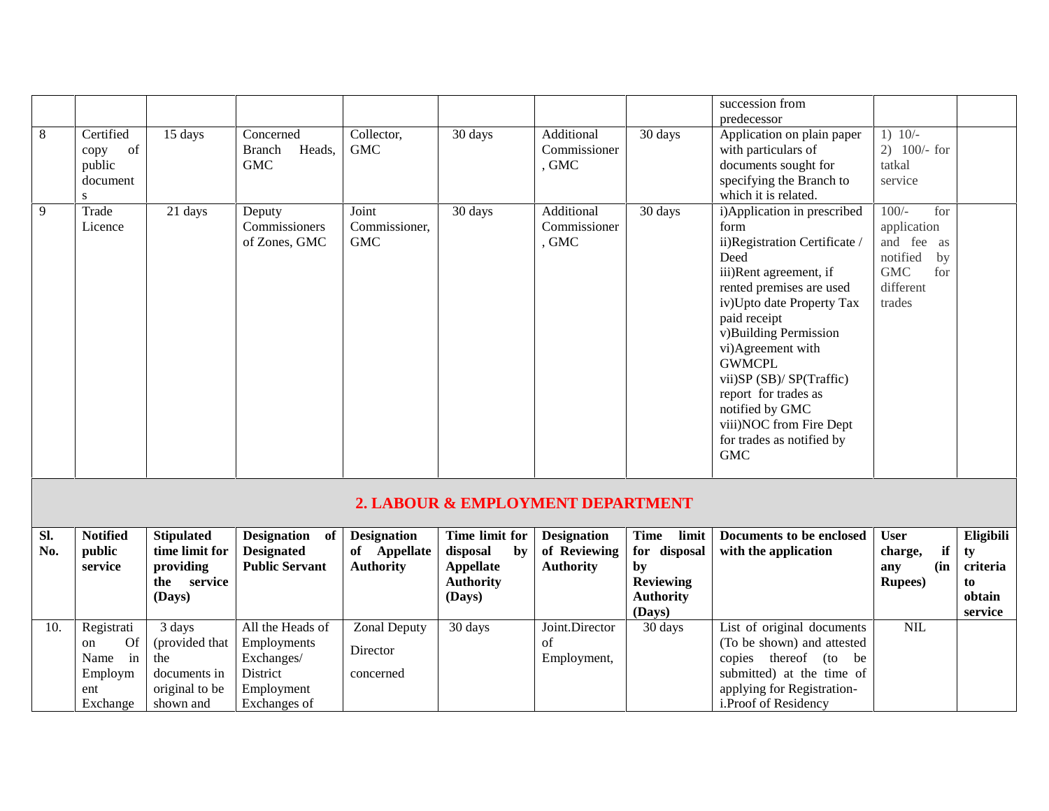| | | | | | | | | | | |
|---|---|---|---|---|---|---|---|---|---|---|
| | | | | | | | | succession from predecessor | | |
| 8 | Certified copy of public documents | 15 days | Concerned Branch Heads, GMC | Collector, GMC | 30 days | Additional Commissioner, GMC | 30 days | Application on plain paper with particulars of documents sought for specifying the Branch to which it is related. | 1) 10/- 2) 100/- for tatkal service | |
| 9 | Trade Licence | 21 days | Deputy Commissioners of Zones, GMC | Joint Commissioner, GMC | 30 days | Additional Commissioner, GMC | 30 days | i)Application in prescribed form ii)Registration Certificate / Deed iii)Rent agreement, if rented premises are used iv)Upto date Property Tax paid receipt v)Building Permission vi)Agreement with GWMCPL vii)SP (SB)/ SP(Traffic) report for trades as notified by GMC viii)NOC from Fire Dept for trades as notified by GMC | 100/- for application and fee as notified by GMC for different trades | |

## 2. LABOUR & EMPLOYMENT DEPARTMENT

| Sl. No. | Notified public service | Stipulated time limit for providing the service (Days) | Designation of Designated Public Servant | Designation of Appellate Authority | Time limit for disposal by Appellate Authority (Days) | Designation of Reviewing Authority | Time limit for disposal by Reviewing Authority (Days) | Documents to be enclosed with the application | User charge, if any (in Rupees) | Eligibility criteria to obtain service |
|---|---|---|---|---|---|---|---|---|---|---|
| 10. | Registration Of Name in Employment Exchange | 3 days (provided that the documents in original to be shown and | All the Heads of Employments Exchanges/ District Employment Exchanges of | Zonal Deputy Director concerned | 30 days | Joint.Director of Employment, | 30 days | List of original documents (To be shown) and attested copies thereof (to be submitted) at the time of applying for Registration- i.Proof of Residency | NIL | |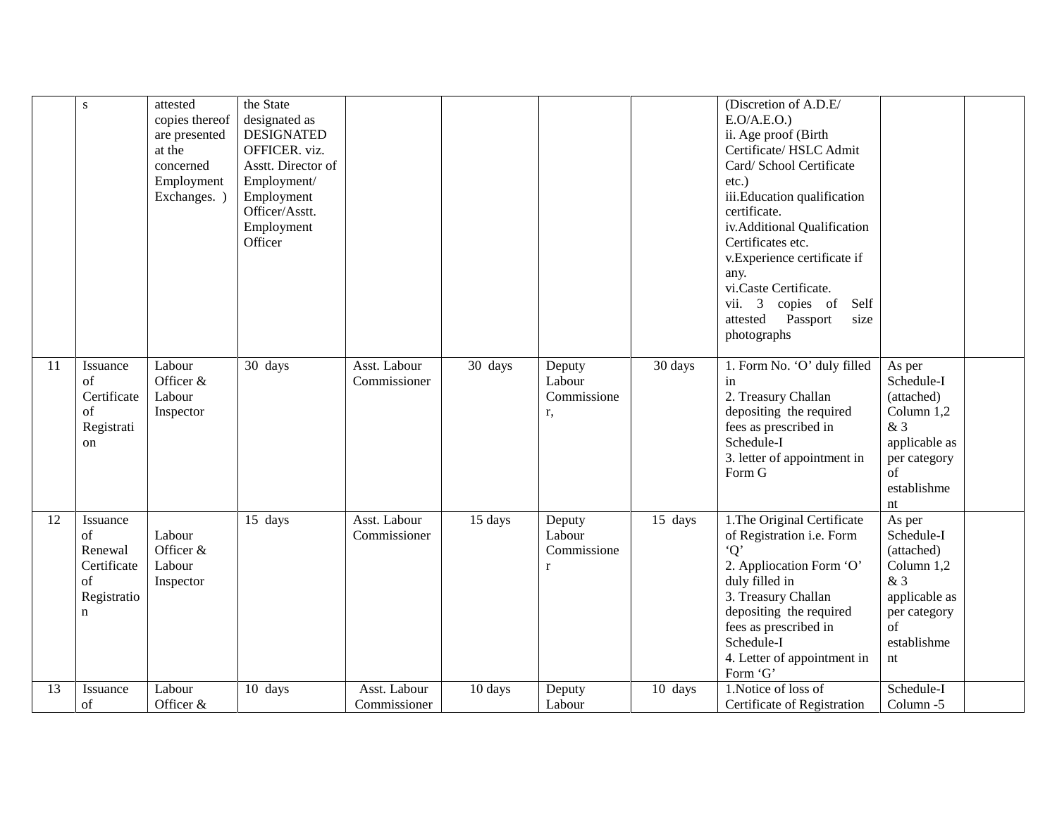| | | | | | | | | | | |
|---|---|---|---|---|---|---|---|---|---|---|
| | s | attested copies thereof are presented at the concerned Employment Exchanges. ) | the State designated as DESIGNATED OFFICER. viz. Asstt. Director of Employment/ Employment Officer/Asstt. Employment Officer | | | | | (Discretion of A.D.E/ E.O/A.E.O.)<br>ii. Age proof (Birth Certificate/ HSLC Admit Card/ School Certificate etc.)<br>iii.Education qualification certificate.<br>iv.Additional Qualification Certificates etc.<br>v.Experience certificate if any.<br>vi.Caste Certificate.<br>vii. 3 copies of Self attested Passport size photographs | | |
| 11 | Issuance of Certificate of Registration | Labour Officer & Labour Inspector | 30 days | Asst. Labour Commissioner | 30 days | Deputy Labour Commissioner, | 30 days | 1. Form No. 'O' duly filled in<br>2. Treasury Challan depositing the required fees as prescribed in Schedule-I<br>3. letter of appointment in Form G | As per Schedule-I (attached) Column 1,2 & 3 applicable as per category of establishment | |
| 12 | Issuance of Renewal Certificate of Registration | Labour Officer & Labour Inspector | 15 days | Asst. Labour Commissioner | 15 days | Deputy Labour Commissioner | 15 days | 1.The Original Certificate of Registration i.e. Form 'Q'<br>2. Appliocation Form 'O' duly filled in<br>3. Treasury Challan depositing the required fees as prescribed in Schedule-I<br>4. Letter of appointment in Form 'G' | As per Schedule-I (attached) Column 1,2 & 3 applicable as per category of establishment | |
| 13 | Issuance of | Labour Officer & | 10 days | Asst. Labour Commissioner | 10 days | Deputy Labour | 10 days | 1.Notice of loss of Certificate of Registration | Schedule-I Column -5 | |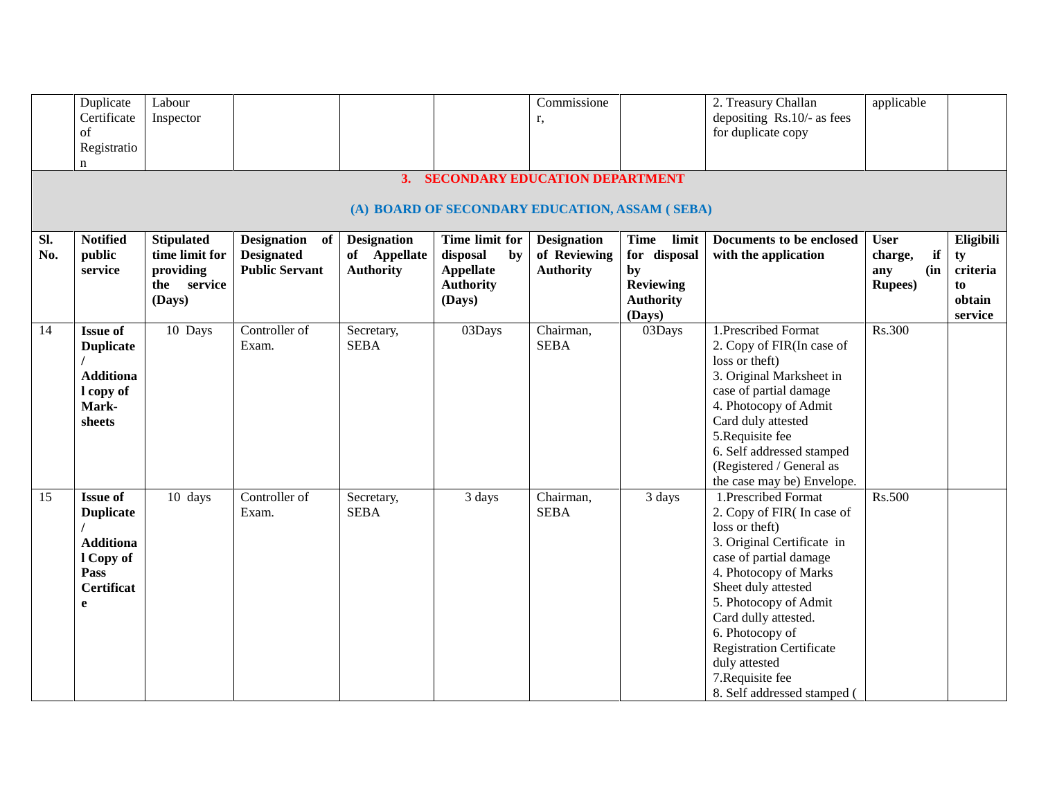| | Duplicate Certificate of Registration | Labour Inspector | | | | Commissioner, | | 2. Treasury Challan depositing Rs.10/- as fees for duplicate copy | applicable | |
|---|---|---|---|---|---|---|---|---|---|---|

## 3. SECONDARY EDUCATION DEPARTMENT

### (A) BOARD OF SECONDARY EDUCATION, ASSAM ( SEBA)

| Sl. No. | Notified public service | Stipulated time limit for providing the service (Days) | Designation of Designated Public Servant | Designation of Appellate Authority | Time limit for disposal by Appellate Authority (Days) | Designation of Reviewing Authority | Time limit for disposal by Reviewing Authority (Days) | Documents to be enclosed with the application | User charge, if any (in Rupees) | Eligibility criteria to obtain service |
|---|---|---|---|---|---|---|---|---|---|---|
| 14 | **Issue of Duplicate / Additional copy of Mark-sheets** | 10 Days | Controller of Exam. | Secretary, SEBA | 03Days | Chairman, SEBA | 03Days | 1.Prescribed Format<br>2. Copy of FIR(In case of loss or theft)<br>3. Original Marksheet in case of partial damage<br>4. Photocopy of Admit Card duly attested<br>5.Requisite fee<br>6. Self addressed stamped (Registered / General as the case may be) Envelope. | Rs.300 | |
| 15 | **Issue of Duplicate / Additional Copy of Pass Certificate** | 10 days | Controller of Exam. | Secretary, SEBA | 3 days | Chairman, SEBA | 3 days | 1.Prescribed Format<br>2. Copy of FIR( In case of loss or theft)<br>3. Original Certificate in case of partial damage<br>4. Photocopy of Marks Sheet duly attested<br>5. Photocopy of Admit Card dully attested.<br>6. Photocopy of Registration Certificate duly attested<br>7.Requisite fee<br>8. Self addressed stamped ( | Rs.500 | |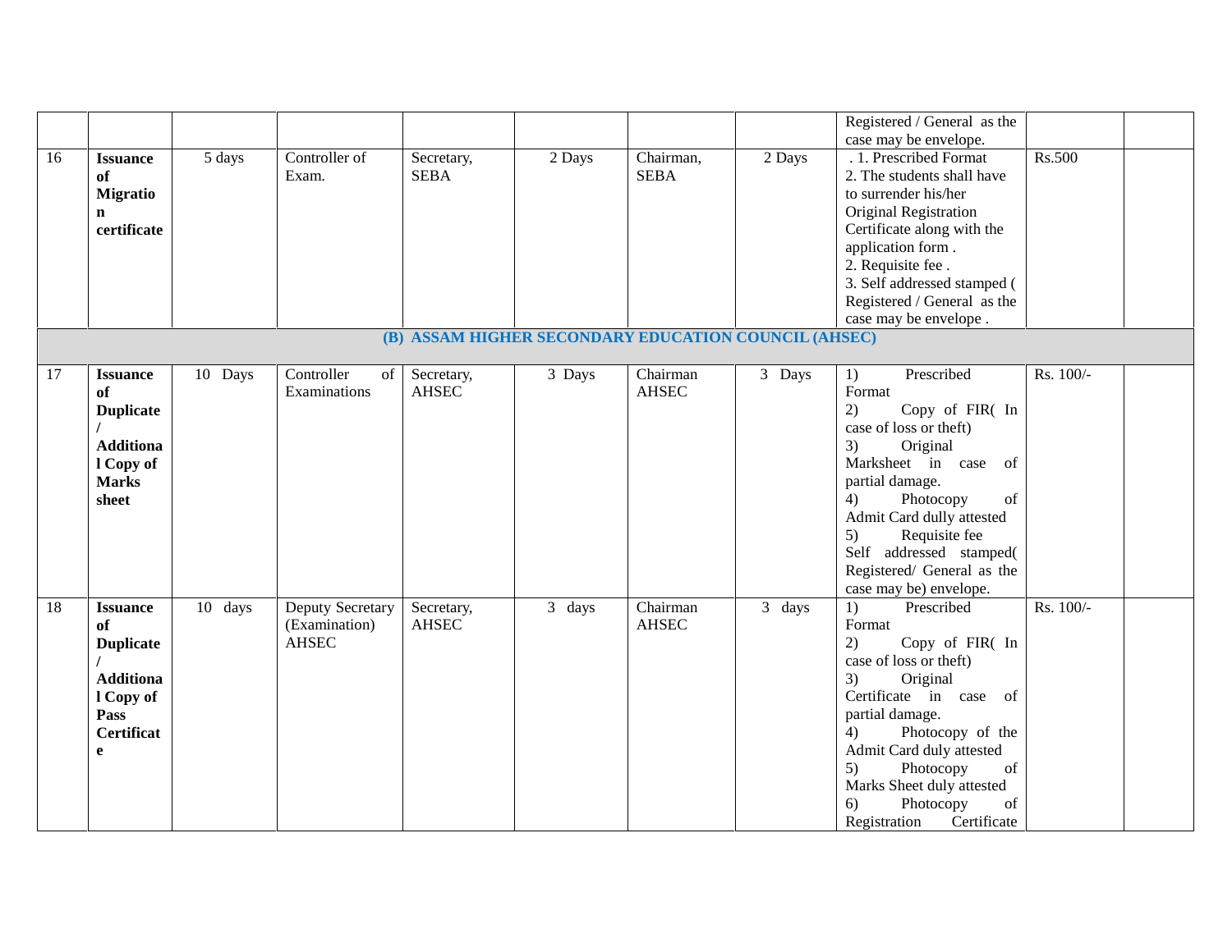| | | | | | | | | | | |
|---|---|---|---|---|---|---|---|---|---|---|
| | | | | | | | | Registered / General as the case may be envelope. | | |
| 16 | **Issuance of Migration certificate** | 5 days | Controller of Exam. | Secretary, SEBA | 2 Days | Chairman, SEBA | 2 Days | . 1. Prescribed Format<br>2. The students shall have to surrender his/her Original Registration Certificate along with the application form .<br>2. Requisite fee .<br>3. Self addressed stamped ( Registered / General as the case may be envelope . | Rs.500 | |
| **(B) ASSAM HIGHER SECONDARY EDUCATION COUNCIL (AHSEC)** | | | | | | | | | | |
| 17 | **Issuance of Duplicate / Additional Copy of Marks sheet** | 10 Days | Controller of Examinations | Secretary, AHSEC | 3 Days | Chairman AHSEC | 3 Days | 1) Prescribed Format<br>2) Copy of FIR( In case of loss or theft)<br>3) Original Marksheet in case of partial damage.<br>4) Photocopy of Admit Card dully attested<br>5) Requisite fee<br>Self addressed stamped( Registered/ General as the case may be) envelope. | Rs. 100/- | |
| 18 | **Issuance of Duplicate / Additional Copy of Pass Certificate** | 10 days | Deputy Secretary (Examination) AHSEC | Secretary, AHSEC | 3 days | Chairman AHSEC | 3 days | 1) Prescribed Format<br>2) Copy of FIR( In case of loss or theft)<br>3) Original Certificate in case of partial damage.<br>4) Photocopy of the Admit Card duly attested<br>5) Photocopy of Marks Sheet duly attested<br>6) Photocopy of Registration Certificate | Rs. 100/- | |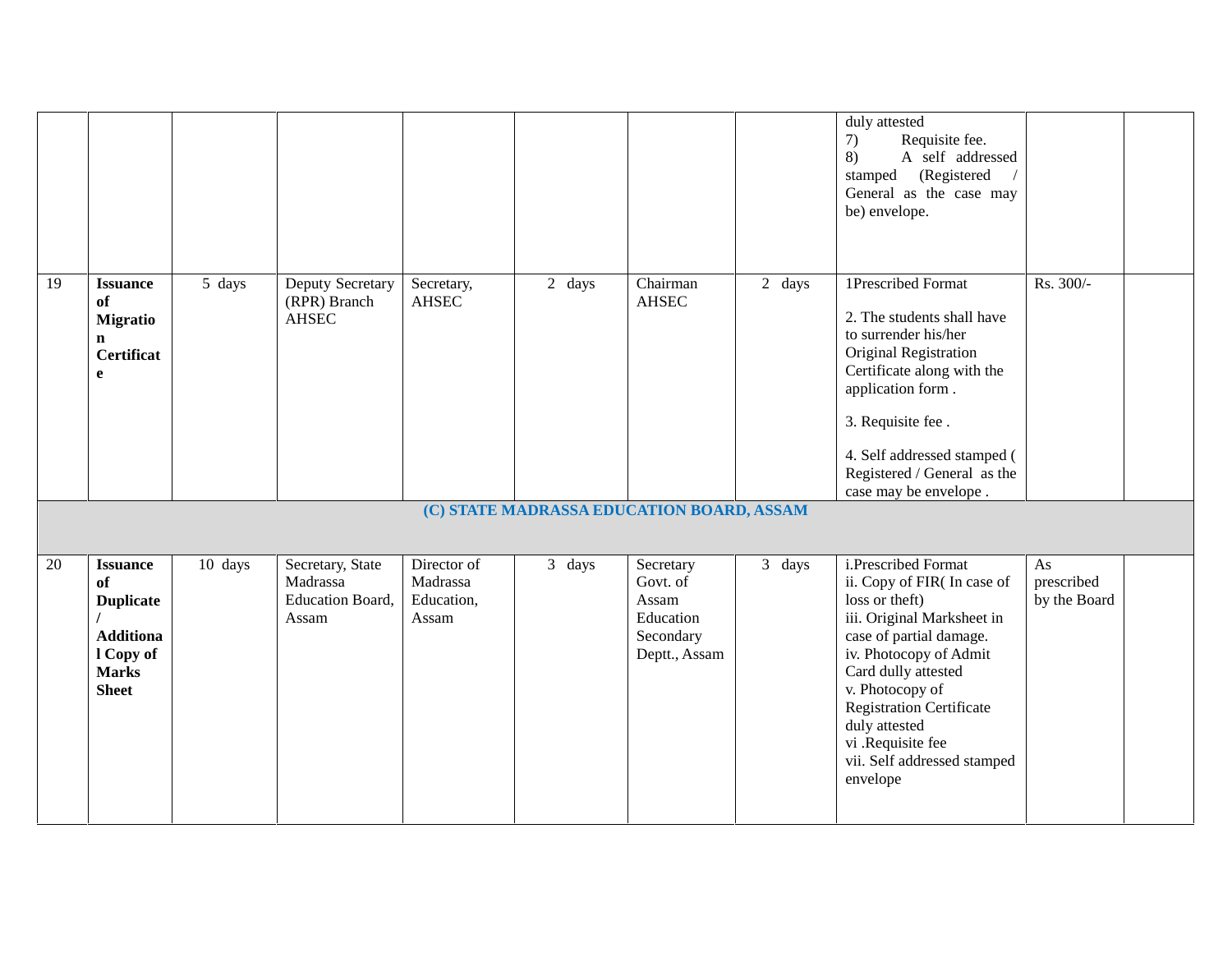| | | | | | | | | | | |
|---|---|---|---|---|---|---|---|---|---|---|
| | | | | | | | | duly attested<br>7) Requisite fee.<br>8) A self addressed stamped (Registered / General as the case may be) envelope. | | |
| 19 | **Issuance of Migration Certificate** | 5 days | Deputy Secretary (RPR) Branch AHSEC | Secretary, AHSEC | 2 days | Chairman AHSEC | 2 days | 1Prescribed Format<br><br>2. The students shall have to surrender his/her Original Registration Certificate along with the application form .<br><br>3. Requisite fee .<br><br>4. Self addressed stamped ( Registered / General as the case may be envelope . | Rs. 300/- | |
| **(C) STATE MADRASSA EDUCATION BOARD, ASSAM** | | | | | | | | | | |
| 20 | **Issuance of Duplicate / Additional Copy of Marks Sheet** | 10 days | Secretary, State Madrassa Education Board, Assam | Director of Madrassa Education, Assam | 3 days | Secretary Govt. of Assam Education Secondary Deptt., Assam | 3 days | i.Prescribed Format<br>ii. Copy of FIR( In case of loss or theft)<br>iii. Original Marksheet in case of partial damage.<br>iv. Photocopy of Admit Card dully attested<br>v. Photocopy of Registration Certificate duly attested<br>vi .Requisite fee<br>vii. Self addressed stamped envelope | As prescribed by the Board | |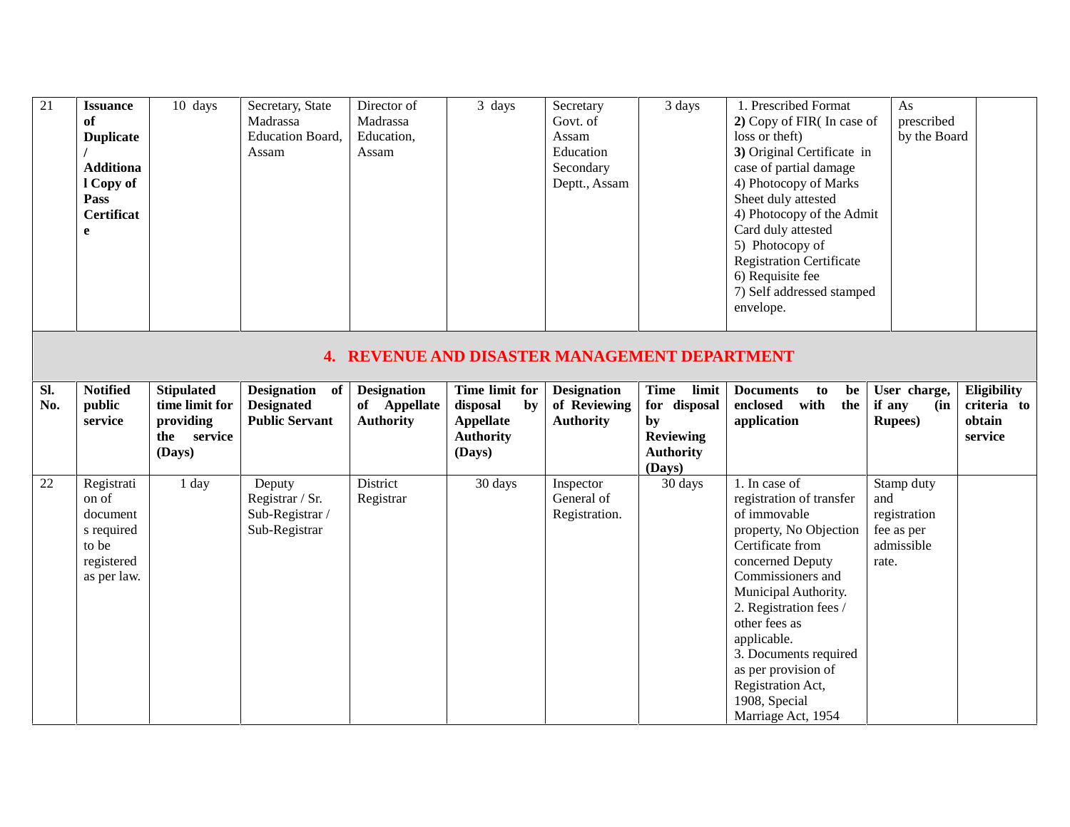| 21 | **Issuance of Duplicate / Additional Copy of Pass Certificate** | 10 days | Secretary, State Madrassa Education Board, Assam | Director of Madrassa Education, Assam | 3 days | Secretary Govt. of Assam Education Secondary Deptt., Assam | 3 days | 1. Prescribed Format **2)** Copy of FIR( In case of loss or theft) **3)** Original Certificate in case of partial damage 4) Photocopy of Marks Sheet duly attested 4) Photocopy of the Admit Card duly attested 5) Photocopy of Registration Certificate 6) Requisite fee 7) Self addressed stamped envelope. | As prescribed by the Board | |
|---|---|---|---|---|---|---|---|---|---|---|

## 4. REVENUE AND DISASTER MANAGEMENT DEPARTMENT

| Sl. No. | Notified public service | Stipulated time limit for providing the service (Days) | Designation of Designated Public Servant | Designation of Appellate Authority | Time limit for disposal by Appellate Authority (Days) | Designation of Reviewing Authority | Time limit for disposal by Reviewing Authority (Days) | Documents to be enclosed with the application | User charge, if any (in Rupees) | Eligibility criteria to obtain service |
|---|---|---|---|---|---|---|---|---|---|---|
| 22 | Registration of documents required to be registered as per law. | 1 day | Deputy Registrar / Sr. Sub-Registrar / Sub-Registrar | District Registrar | 30 days | Inspector General of Registration. | 30 days | 1. In case of registration of transfer of immovable property, No Objection Certificate from concerned Deputy Commissioners and Municipal Authority. 2. Registration fees / other fees as applicable. 3. Documents required as per provision of Registration Act, 1908, Special Marriage Act, 1954 | Stamp duty and registration fee as per admissible rate. | |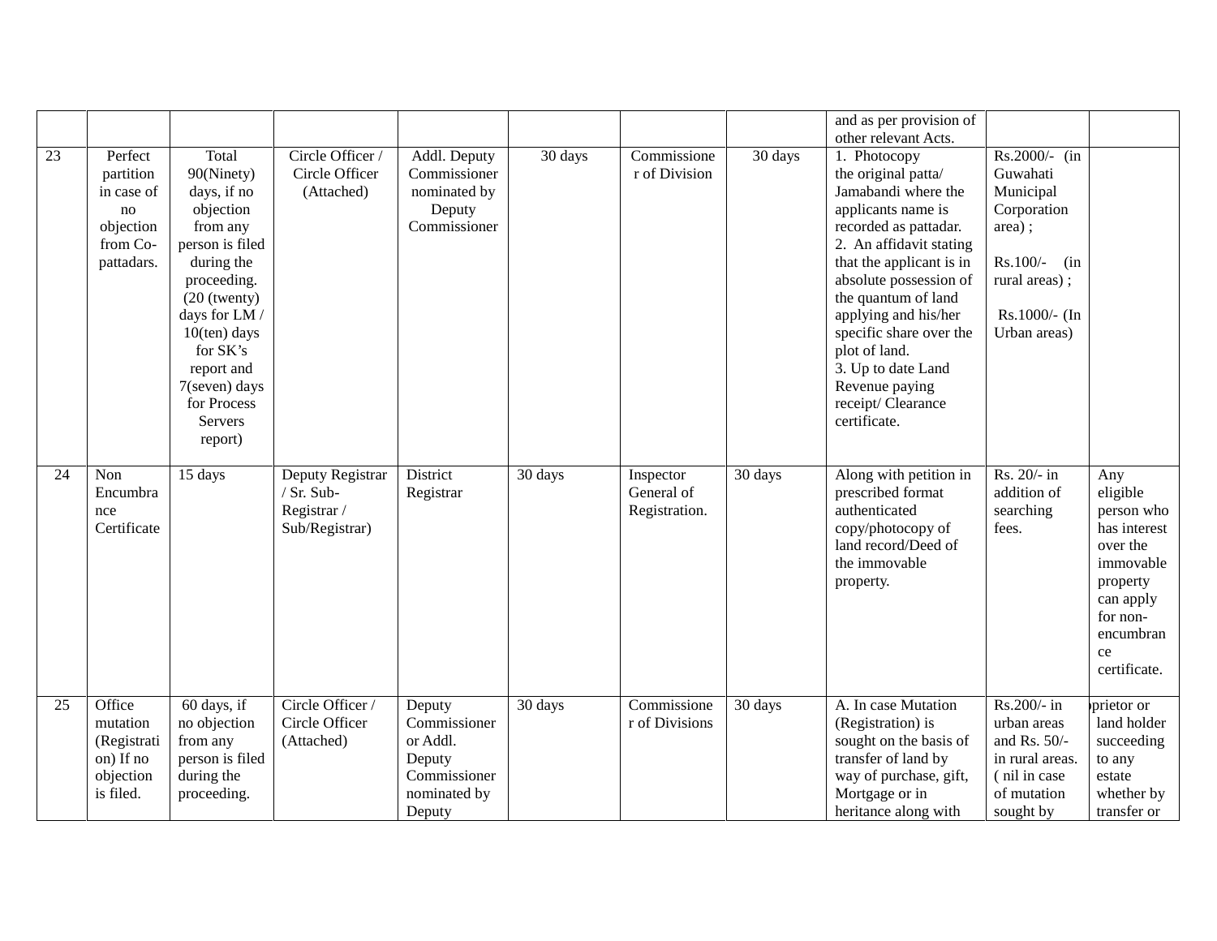| | | | | | | | | | | |
|---|---|---|---|---|---|---|---|---|---|---|
| | | | | | | | | and as per provision of other relevant Acts. | | |
| 23 | Perfect partition in case of no objection from Co-pattadars. | Total 90(Ninety) days, if no objection from any person is filed during the proceeding. (20 (twenty) days for LM / 10(ten) days for SK's report and 7(seven) days for Process Servers report) | Circle Officer / Circle Officer (Attached) | Addl. Deputy Commissioner nominated by Deputy Commissioner | 30 days | Commissioner of Division | 30 days | 1. Photocopy the original patta/ Jamabandi where the applicants name is recorded as pattadar. 2. An affidavit stating that the applicant is in absolute possession of the quantum of land applying and his/her specific share over the plot of land. 3. Up to date Land Revenue paying receipt/ Clearance certificate. | Rs.2000/- (in Guwahati Municipal Corporation area) ; Rs.100/- (in rural areas) ; Rs.1000/- (In Urban areas) | |
| 24 | Non Encumbrance Certificate | 15 days | Deputy Registrar / Sr. Sub-Registrar / Sub/Registrar) | District Registrar | 30 days | Inspector General of Registration. | 30 days | Along with petition in prescribed format authenticated copy/photocopy of land record/Deed of the immovable property. | Rs. 20/- in addition of searching fees. | Any eligible person who has interest over the immovable property can apply for non-encumbrance certificate. |
| 25 | Office mutation (Registration) If no objection is filed. | 60 days, if no objection from any person is filed during the proceeding. | Circle Officer / Circle Officer (Attached) | Deputy Commissioner or Addl. Deputy Commissioner nominated by Deputy | 30 days | Commissioner of Divisions | 30 days | A. In case Mutation (Registration) is sought on the basis of transfer of land by way of purchase, gift, Mortgage or in heritance along with | Rs.200/- in urban areas and Rs. 50/- in rural areas. ( nil in case of mutation sought by | prietor or land holder succeeding to any estate whether by transfer or |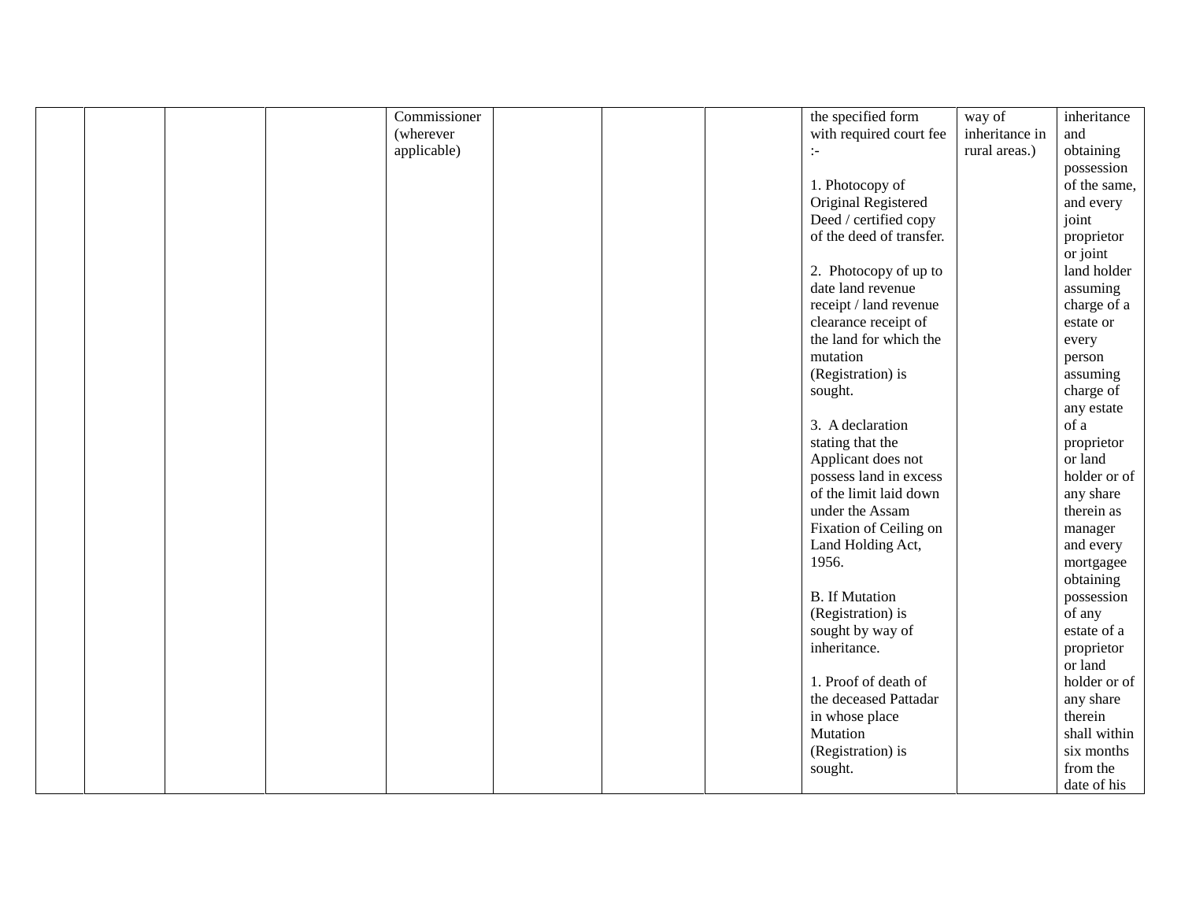| | | | | | | | | | | |
|---|---|---|---|---|---|---|---|---|---|---|
| | | | | Commissioner (wherever applicable) | | | | the specified form with required court fee :-<br><br>1. Photocopy of Original Registered Deed / certified copy of the deed of transfer.<br><br>2. Photocopy of up to date land revenue receipt / land revenue clearance receipt of the land for which the mutation (Registration) is sought.<br><br>3. A declaration stating that the Applicant does not possess land in excess of the limit laid down under the Assam Fixation of Ceiling on Land Holding Act, 1956.<br><br>B. If Mutation (Registration) is sought by way of inheritance.<br><br>1. Proof of death of the deceased Pattadar in whose place Mutation (Registration) is sought. | way of inheritance in rural areas.) | inheritance and obtaining possession of the same, and every joint proprietor or joint land holder assuming charge of a estate or every person assuming charge of any estate of a proprietor or land holder or of any share therein as manager and every mortgagee obtaining possession of any estate of a proprietor or land holder or of any share therein shall within six months from the date of his |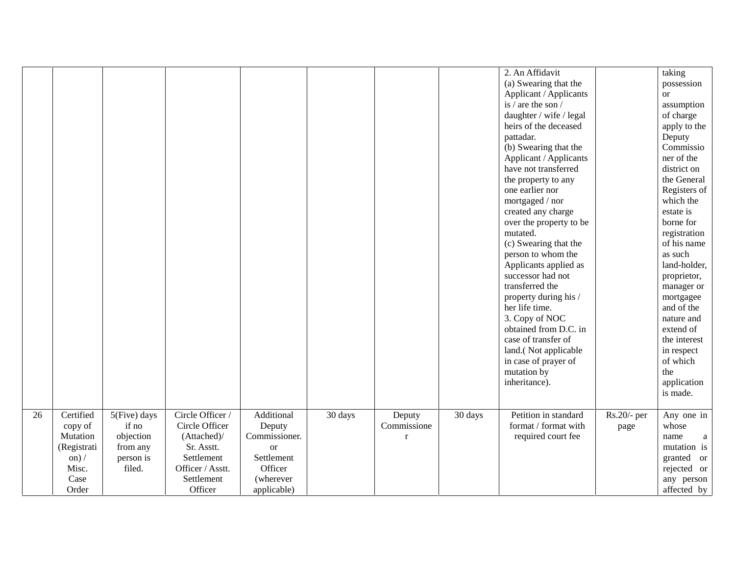|  |  |  |  |  |  |  |  |  |  |  |
|---|---|---|---|---|---|---|---|---|---|---|
|  |  |  |  |  |  |  |  | 2. An Affidavit<br>(a) Swearing that the Applicant / Applicants is / are the son / daughter / wife / legal heirs of the deceased pattadar.<br>(b) Swearing that the Applicant / Applicants have not transferred the property to any one earlier nor mortgaged / nor created any charge over the property to be mutated.<br>(c) Swearing that the person to whom the Applicants applied as successor had not transferred the property during his / her life time.<br>3. Copy of NOC obtained from D.C. in case of transfer of land.( Not applicable in case of prayer of mutation by inheritance). |  | taking possession or assumption of charge apply to the Deputy Commissioner of the district on the General Registers of which the estate is borne for registration of his name as such land-holder, proprietor, manager or mortgagee and of the nature and extend of the interest in respect of which the application is made. |
| 26 | Certified copy of Mutation (Registration) / Misc. Case Order | 5(Five) days if no objection from any person is filed. | Circle Officer / Circle Officer (Attached)/ Sr. Asstt. Settlement Officer / Asstt. Settlement Officer | Additional Deputy Commissioner. or Settlement Officer (wherever applicable) | 30 days | Deputy Commissioner | 30 days | Petition in standard format / format with required court fee | Rs.20/- per page | Any one in whose name a mutation is granted or rejected or any person affected by |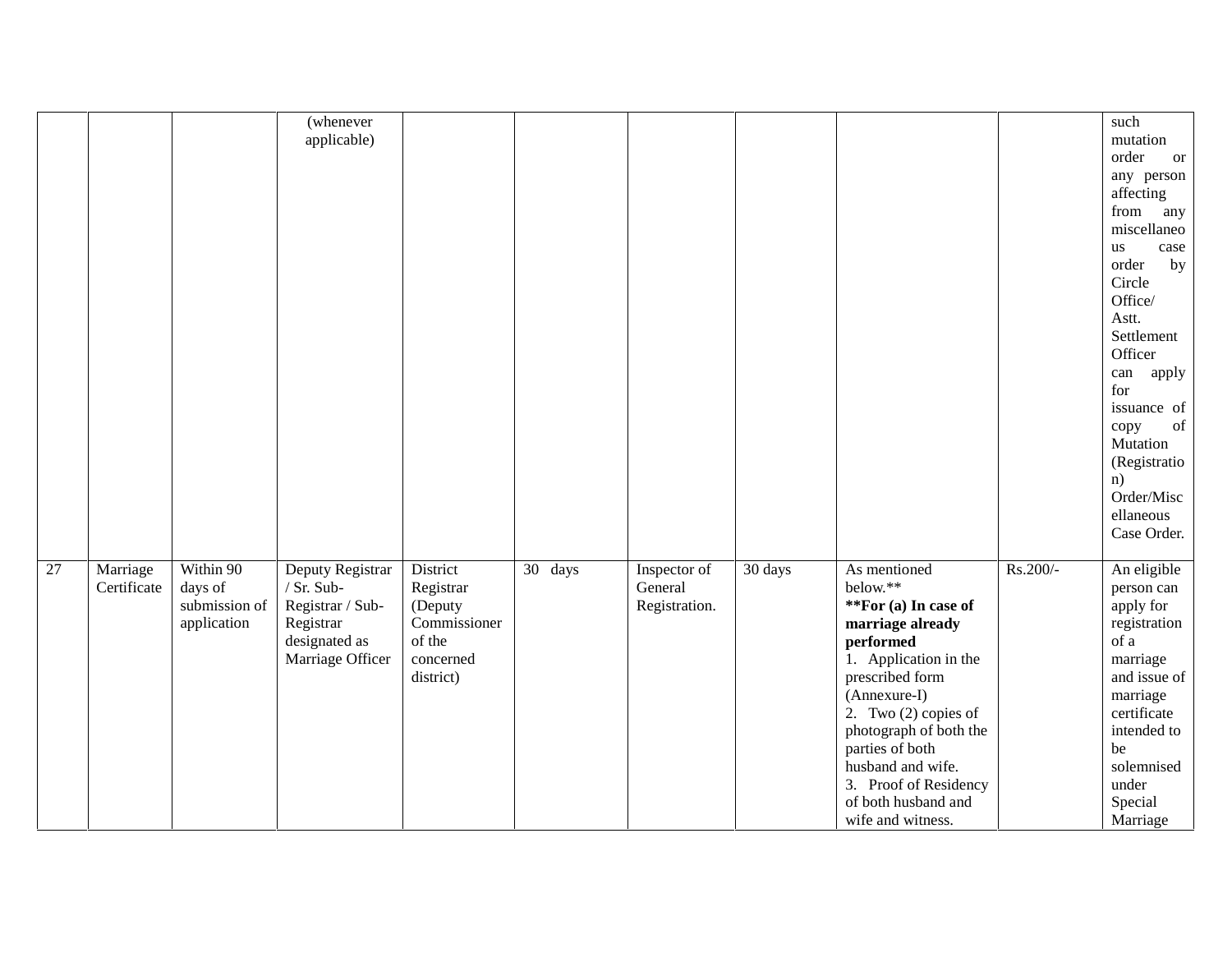| | | | | | | | | | | |
|---|---|---|---|---|---|---|---|---|---|---|
| | | | (whenever applicable) | | | | | | | such mutation order or any person affecting from any miscellaneous case order by Circle Office/ Astt. Settlement Officer can apply for issuance of copy of Mutation (Registration) Order/Miscellaneous Case Order. |
| 27 | Marriage Certificate | Within 90 days of submission of application | Deputy Registrar / Sr. Sub-Registrar / Sub-Registrar designated as Marriage Officer | District Registrar (Deputy Commissioner of the concerned district) | 30 days | Inspector of General Registration. | 30 days | As mentioned below.** **For (a) In case of marriage already performed** 1. Application in the prescribed form (Annexure-I) 2. Two (2) copies of photograph of both the parties of both husband and wife. 3. Proof of Residency of both husband and wife and witness. | Rs.200/- | An eligible person can apply for registration of a marriage and issue of marriage certificate intended to be solemnised under Special Marriage |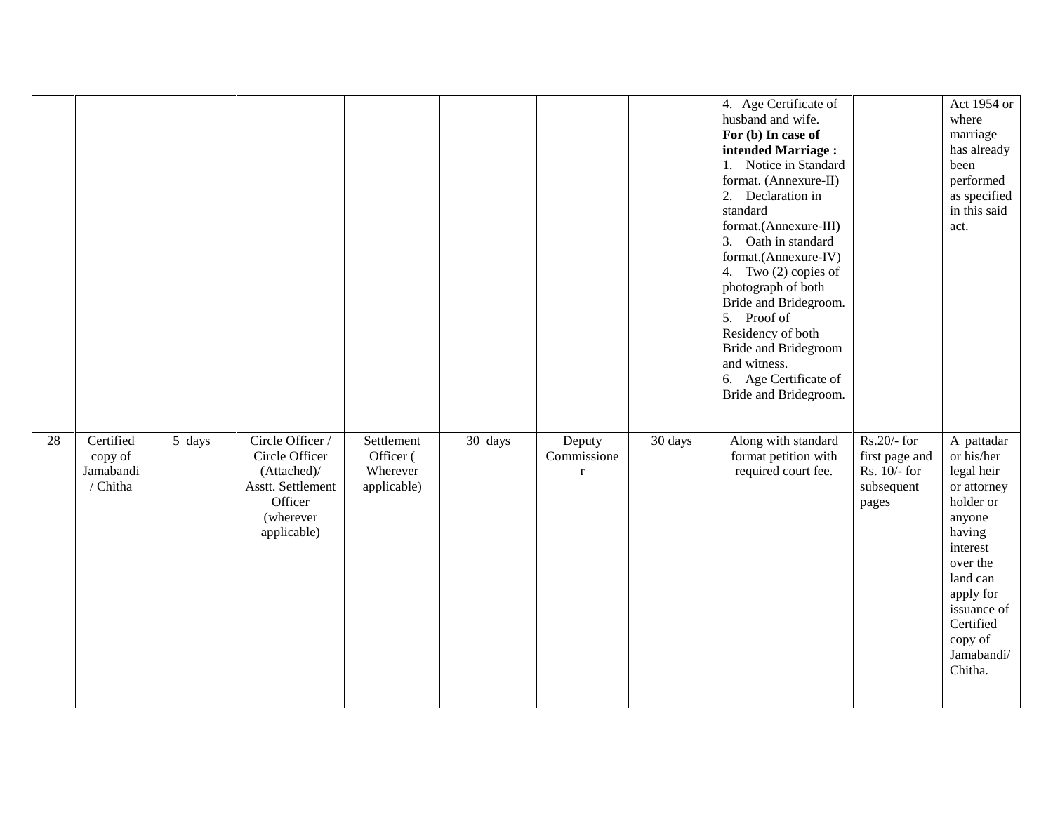| | | | | | | | | | | |
|---|---|---|---|---|---|---|---|---|---|---|
| | | | | | | | | 4. Age Certificate of husband and wife.<br>**For (b) In case of intended Marriage :**<br>1. Notice in Standard format. (Annexure-II)<br>2. Declaration in standard format.(Annexure-III)<br>3. Oath in standard format.(Annexure-IV)<br>4. Two (2) copies of photograph of both Bride and Bridegroom.<br>5. Proof of Residency of both Bride and Bridegroom and witness.<br>6. Age Certificate of Bride and Bridegroom. | | Act 1954 or where marriage has already been performed as specified in this said act. |
| 28 | Certified copy of Jamabandi / Chitha | 5 days | Circle Officer / Circle Officer (Attached)/ Asstt. Settlement Officer (wherever applicable) | Settlement Officer ( Wherever applicable) | 30 days | Deputy Commissioner | 30 days | Along with standard format petition with required court fee. | Rs.20/- for first page and Rs. 10/- for subsequent pages | A pattadar or his/her legal heir or attorney holder or anyone having interest over the land can apply for issuance of Certified copy of Jamabandi/ Chitha. |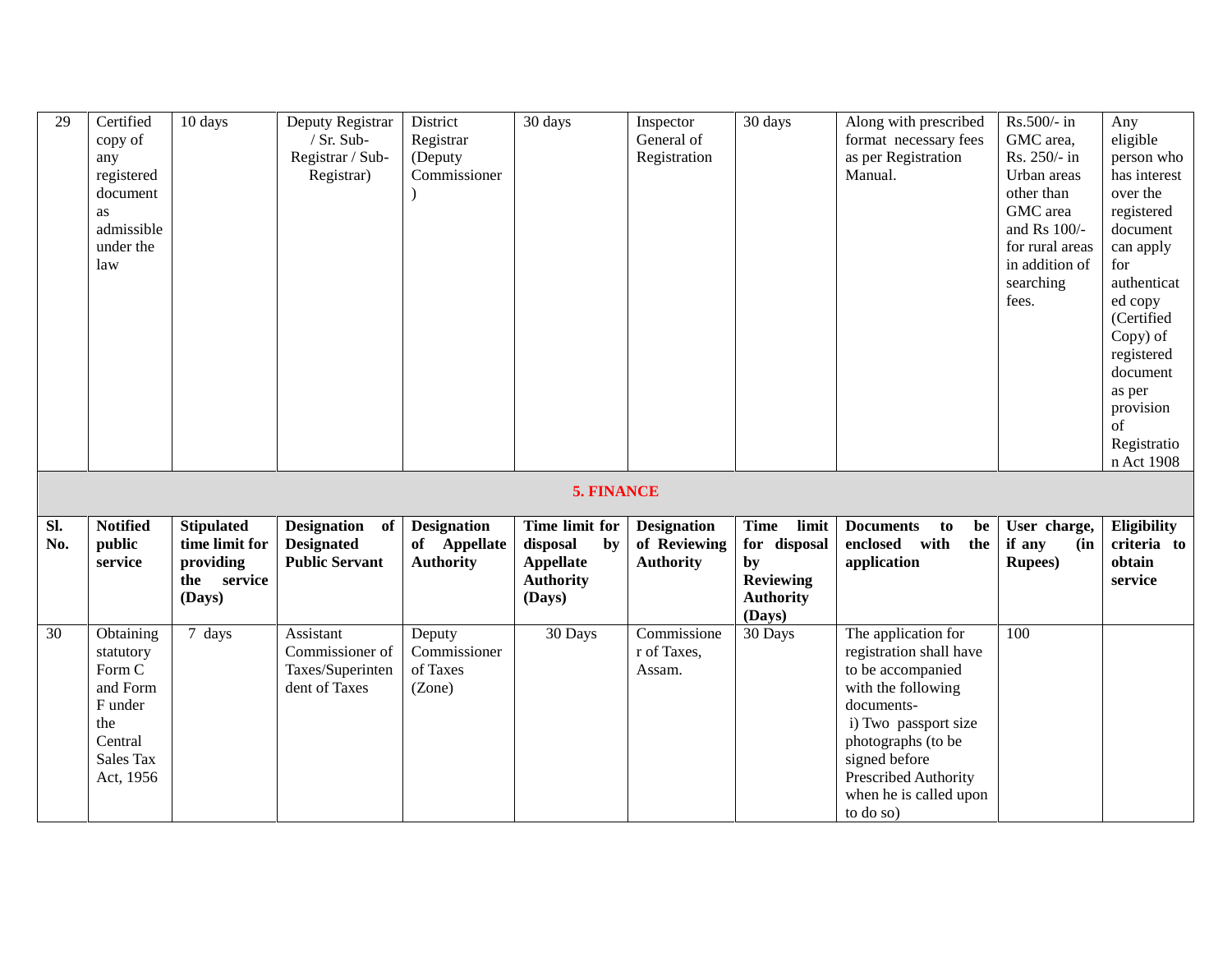| 29 | Certified copy of any registered document as admissible under the law | 10 days | Deputy Registrar / Sr. Sub-Registrar / Sub-Registrar) | District Registrar (Deputy Commissioner ) | 30 days | Inspector General of Registration | 30 days | Along with prescribed format necessary fees as per Registration Manual. | Rs.500/- in GMC area, Rs. 250/- in Urban areas other than GMC area and Rs 100/- for rural areas in addition of searching fees. | Any eligible person who has interest over the registered document can apply for authenticated copy (Certified Copy) of registered document as per provision of Registration Act 1908 |
|---|---|---|---|---|---|---|---|---|---|---|

## 5. FINANCE

| Sl. No. | Notified public service | Stipulated time limit for providing the service (Days) | Designation of Designated Public Servant | Designation of Appellate Authority | Time limit for disposal by Appellate Authority (Days) | Designation of Reviewing Authority | Time limit for disposal by Reviewing Authority (Days) | Documents to be enclosed with the application | User charge, if any (in Rupees) | Eligibility criteria to obtain service |
|---|---|---|---|---|---|---|---|---|---|---|
| 30 | Obtaining statutory Form C and Form F under the Central Sales Tax Act, 1956 | 7 days | Assistant Commissioner of Taxes/Superintendent of Taxes | Deputy Commissioner of Taxes (Zone) | 30 Days | Commissioner of Taxes, Assam. | 30 Days | The application for registration shall have to be accompanied with the following documents- i) Two passport size photographs (to be signed before Prescribed Authority when he is called upon to do so) | 100 | |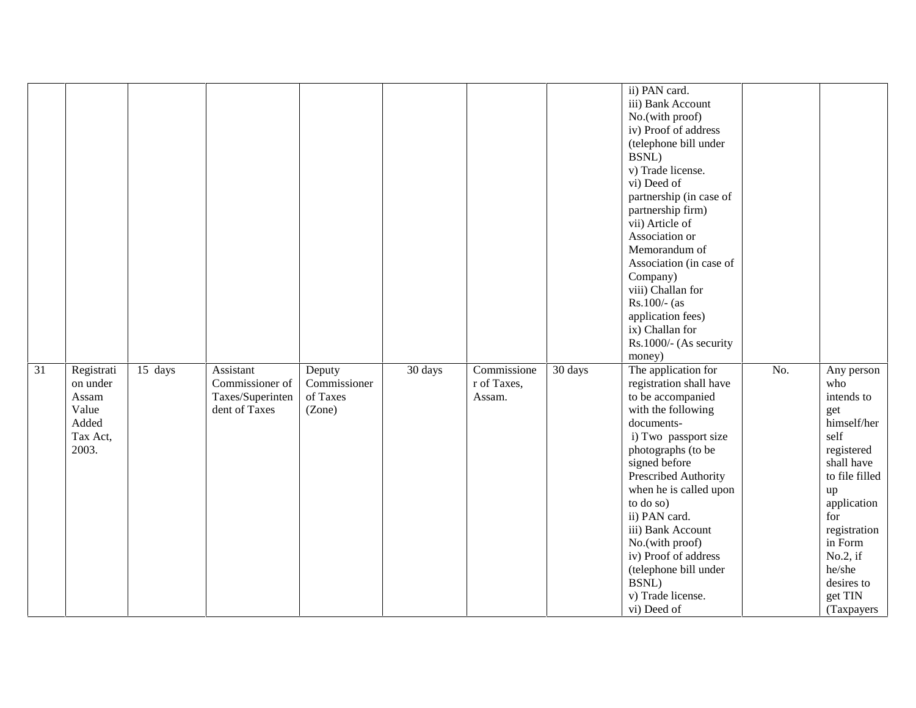| | | | | | | | | | | |
|---|---|---|---|---|---|---|---|---|---|---|
| | | | | | | | | ii) PAN card.<br>iii) Bank Account No.(with proof)<br>iv) Proof of address (telephone bill under BSNL)<br>v) Trade license.<br>vi) Deed of partnership (in case of partnership firm)<br>vii) Article of Association or Memorandum of Association (in case of Company)<br>viii) Challan for Rs.100/- (as application fees)<br>ix) Challan for Rs.1000/- (As security money) | | |
| 31 | Registration under Assam Value Added Tax Act, 2003. | 15 days | Assistant Commissioner of Taxes/Superintendent of Taxes | Deputy Commissioner of Taxes (Zone) | 30 days | Commissioner of Taxes, Assam. | 30 days | The application for registration shall have to be accompanied with the following documents-<br>i) Two passport size photographs (to be signed before Prescribed Authority when he is called upon to do so)<br>ii) PAN card.<br>iii) Bank Account No.(with proof)<br>iv) Proof of address (telephone bill under BSNL)<br>v) Trade license.<br>vi) Deed of | No. | Any person who intends to get himself/herself registered shall have to file filled up application for registration in Form No.2, if he/she desires to get TIN (Taxpayers |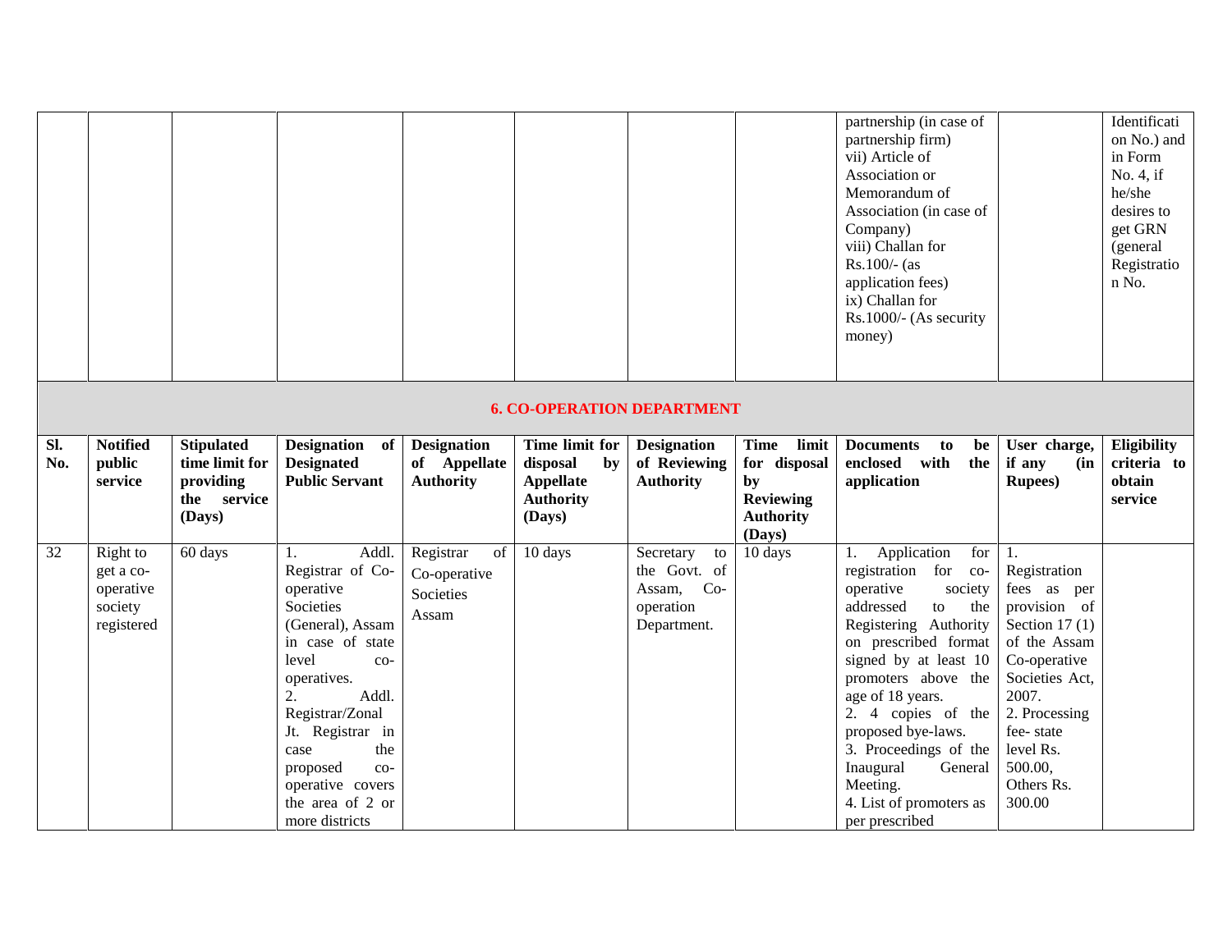| | | | | | | | | | | |
|---|---|---|---|---|---|---|---|---|---|---|
| | | | | | | | | partnership (in case of partnership firm)<br>vii) Article of Association or Memorandum of Association (in case of Company)<br>viii) Challan for Rs.100/- (as application fees)<br>ix) Challan for Rs.1000/- (As security money) | | Identification No.) and in Form No. 4, if he/she desires to get GRN (general Registration No. |

## 6. CO-OPERATION DEPARTMENT

| Sl. No. | Notified public service | Stipulated time limit for providing the service (Days) | Designation of Designated Public Servant | Designation of Appellate Authority | Time limit for disposal by Appellate Authority (Days) | Designation of Reviewing Authority | Time limit for disposal by Reviewing Authority (Days) | Documents to be enclosed with the application | User charge, if any (in Rupees) | Eligibility criteria to obtain service |
|---|---|---|---|---|---|---|---|---|---|---|
| 32 | Right to get a co-operative society registered | 60 days | 1. Addl. Registrar of Co-operative Societies (General), Assam in case of state level co-operatives.<br>2. Addl. Registrar/Zonal Jt. Registrar in case the proposed co-operative covers the area of 2 or more districts | Registrar of Co-operative Societies Assam | 10 days | Secretary to the Govt. of Assam, Co-operation Department. | 10 days | 1. Application for registration for co-operative society addressed to the Registering Authority on prescribed format signed by at least 10 promoters above the age of 18 years.<br>2. 4 copies of the proposed bye-laws.<br>3. Proceedings of the Inaugural General Meeting.<br>4. List of promoters as per prescribed | 1. Registration fees as per provision of Section 17 (1) of the Assam Co-operative Societies Act, 2007.<br>2. Processing fee- state level Rs. 500.00, Others Rs. 300.00 | |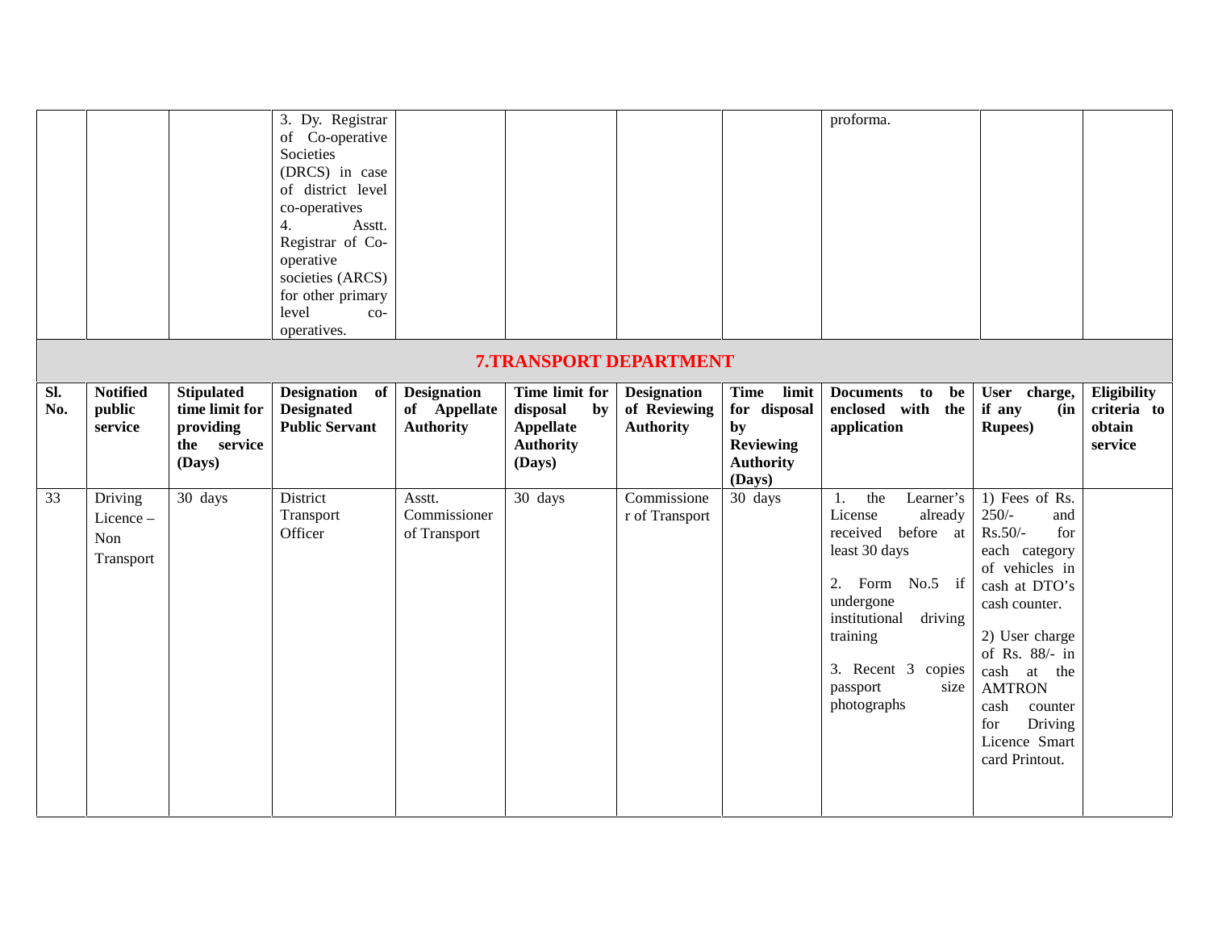|  |  |  | 3. Dy. Registrar of Co-operative Societies (DRCS) in case of district level co-operatives<br>4. Asstt. Registrar of Co-operative societies (ARCS) for other primary level co-operatives. |  |  |  |  | proforma. |  |  |
|---|---|---|---|---|---|---|---|---|---|---|

## 7.TRANSPORT DEPARTMENT

| Sl. No. | Notified public service | Stipulated time limit for providing the service (Days) | Designation of Designated Public Servant | Designation of Appellate Authority | Time limit for disposal by Appellate Authority (Days) | Designation of Reviewing Authority | Time limit for disposal by Reviewing Authority (Days) | Documents to be enclosed with the application | User charge, if any (in Rupees) | Eligibility criteria to obtain service |
|---|---|---|---|---|---|---|---|---|---|---|
| 33 | Driving Licence – Non Transport | 30 days | District Transport Officer | Asstt. Commissioner of Transport | 30 days | Commissioner of Transport | 30 days | 1. the Learner's License already received before at least 30 days<br>2. Form No.5 if undergone institutional driving training<br>3. Recent 3 copies passport size photographs | 1) Fees of Rs. 250/- and Rs.50/- for each category of vehicles in cash at DTO's cash counter.<br>2) User charge of Rs. 88/- in cash at the AMTRON cash counter for Driving Licence Smart card Printout. |  |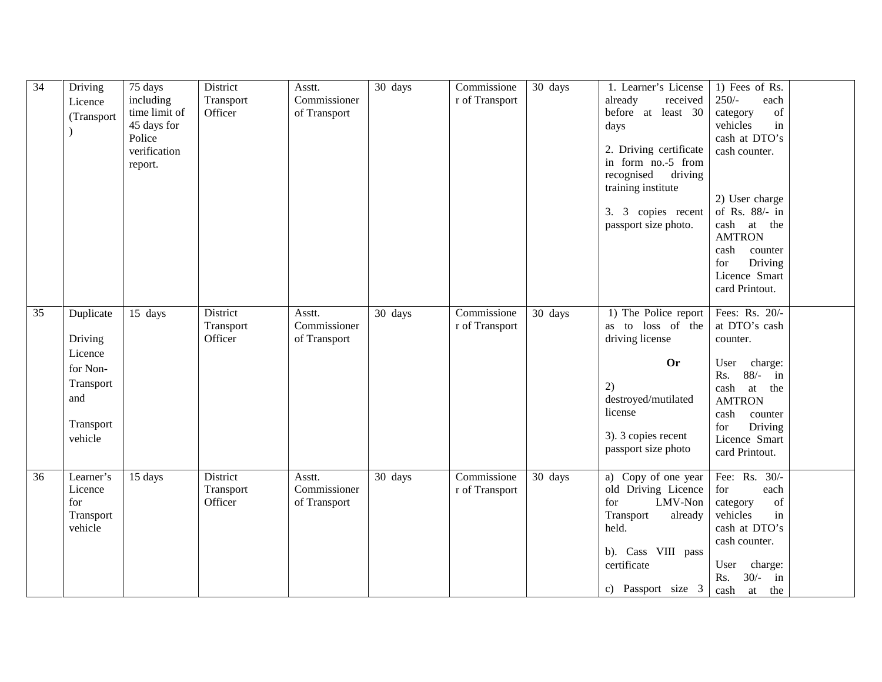| 34 | Driving Licence (Transport) | 75 days including time limit of 45 days for Police verification report. | District Transport Officer | Asstt. Commissioner of Transport | 30 days | Commissioner of Transport | 30 days | 1. Learner's License already received before at least 30 days<br><br>2. Driving certificate in form no.-5 from recognised driving training institute<br><br>3. 3 copies recent passport size photo. | 1) Fees of Rs. 250/- each category of vehicles in cash at DTO's cash counter.<br><br>2) User charge of Rs. 88/- in cash at the AMTRON cash counter for Driving Licence Smart card Printout. | |
|---|---|---|---|---|---|---|---|---|---|---|
| 35 | Duplicate Driving Licence for Non-Transport and Transport vehicle | 15 days | District Transport Officer | Asstt. Commissioner of Transport | 30 days | Commissioner of Transport | 30 days | 1) The Police report as to loss of the driving license<br><br>**Or**<br><br>2) destroyed/mutilated license<br><br>3). 3 copies recent passport size photo | Fees: Rs. 20/- at DTO's cash counter.<br><br>User charge: Rs. 88/- in cash at the AMTRON cash counter for Driving Licence Smart card Printout. | |
| 36 | Learner's Licence for Transport vehicle | 15 days | District Transport Officer | Asstt. Commissioner of Transport | 30 days | Commissioner of Transport | 30 days | a) Copy of one year old Driving Licence for LMV-Non Transport already held.<br><br>b). Cass VIII pass certificate<br><br>c) Passport size 3 | Fee: Rs. 30/- for each category of vehicles in cash at DTO's cash counter.<br><br>User charge: Rs. 30/- in cash at the | |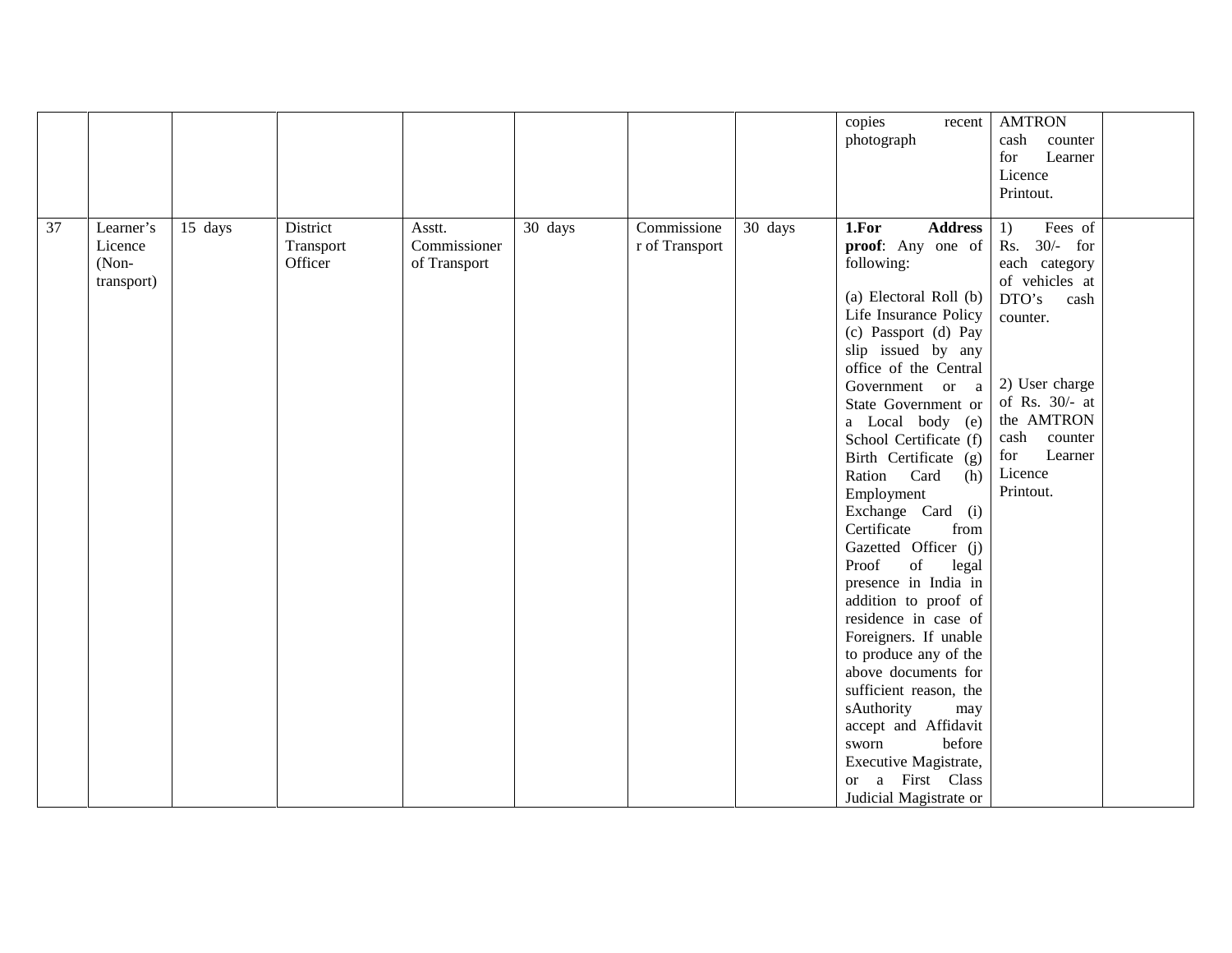| | | | | | | | | | | |
|---|---|---|---|---|---|---|---|---|---|---|
| | | | | | | | | copies recent photograph | AMTRON cash counter for Learner Licence Printout. | |
| 37 | Learner's Licence (Non-transport) | 15 days | District Transport Officer | Asstt. Commissioner of Transport | 30 days | Commissioner of Transport | 30 days | **1.For Address proof**: Any one of following:<br><br>(a) Electoral Roll (b) Life Insurance Policy (c) Passport (d) Pay slip issued by any office of the Central Government or a State Government or a Local body (e) School Certificate (f) Birth Certificate (g) Ration Card (h) Employment Exchange Card (i) Certificate from Gazetted Officer (j) Proof of legal presence in India in addition to proof of residence in case of Foreigners. If unable to produce any of the above documents for sufficient reason, the sAuthority may accept and Affidavit sworn before Executive Magistrate, or a First Class Judicial Magistrate or | 1) Fees of Rs. 30/- for each category of vehicles at DTO's cash counter.<br><br>2) User charge of Rs. 30/- at the AMTRON cash counter for Learner Licence Printout. | |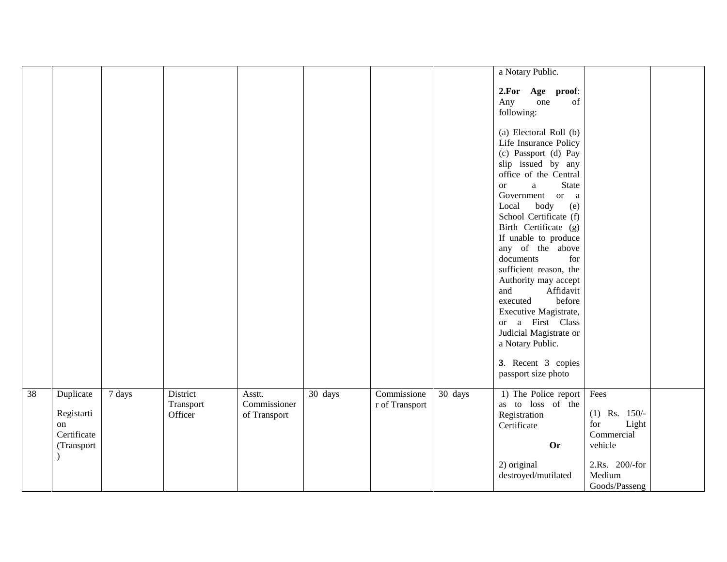| | | | | | | | | | | |
|---|---|---|---|---|---|---|---|---|---|---|
| | | | | | | | | a Notary Public.<br><br>**2.For Age proof**: Any one of following:<br><br>(a) Electoral Roll (b) Life Insurance Policy (c) Passport (d) Pay slip issued by any office of the Central or a State Government or a Local body (e) School Certificate (f) Birth Certificate (g) If unable to produce any of the above documents for sufficient reason, the Authority may accept and Affidavit executed before Executive Magistrate, or a First Class Judicial Magistrate or a Notary Public.<br><br>**3**. Recent 3 copies passport size photo | | |
| 38 | Duplicate<br><br>Registartion Certificate (Transport) | 7 days | District Transport Officer | Asstt. Commissioner of Transport | 30 days | Commissioner of Transport | 30 days | 1) The Police report as to loss of the Registration Certificate<br><br>**Or**<br><br>2) original destroyed/mutilated | Fees<br><br>(1) Rs. 150/- for Light Commercial vehicle<br><br>2.Rs. 200/-for Medium Goods/Passeng | |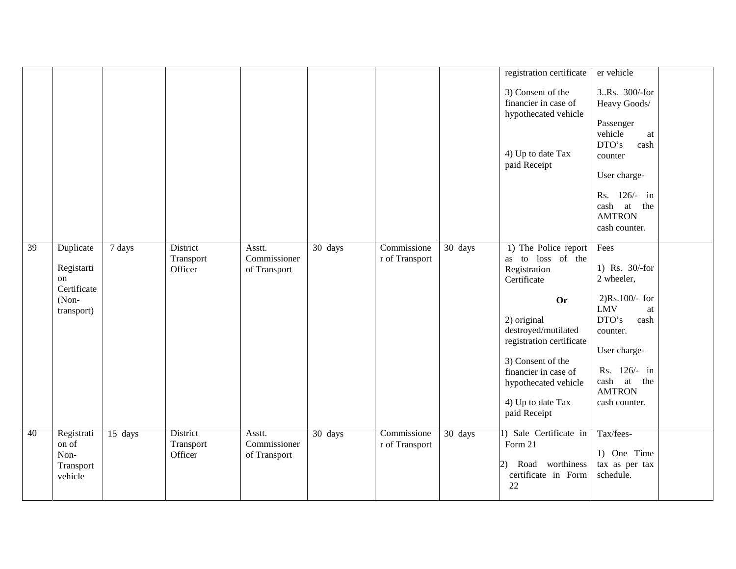| | | | | | | | | | | |
|---|---|---|---|---|---|---|---|---|---|---|
| | | | | | | | | registration certificate<br><br>3) Consent of the financier in case of hypothecated vehicle<br><br>4) Up to date Tax paid Receipt | er vehicle<br><br>3..Rs. 300/-for Heavy Goods/<br><br>Passenger vehicle at DTO's cash counter<br><br>User charge-<br><br>Rs. 126/- in cash at the AMTRON cash counter. | |
| 39 | Duplicate<br><br>Registarti on Certificate (Non-transport) | 7 days | District Transport Officer | Asstt. Commissioner of Transport | 30 days | Commissione r of Transport | 30 days | 1) The Police report as to loss of the Registration Certificate<br><br>**Or**<br><br>2) original destroyed/mutilated registration certificate<br><br>3) Consent of the financier in case of hypothecated vehicle<br><br>4) Up to date Tax paid Receipt | Fees<br><br>1) Rs. 30/-for 2 wheeler,<br><br>2)Rs.100/- for LMV at DTO's cash counter.<br><br>User charge-<br><br>Rs. 126/- in cash at the AMTRON cash counter. | |
| 40 | Registrati on of Non-Transport vehicle | 15 days | District Transport Officer | Asstt. Commissioner of Transport | 30 days | Commissione r of Transport | 30 days | 1) Sale Certificate in Form 21<br><br>2) Road worthiness certificate in Form 22 | Tax/fees-<br><br>1) One Time tax as per tax schedule. | |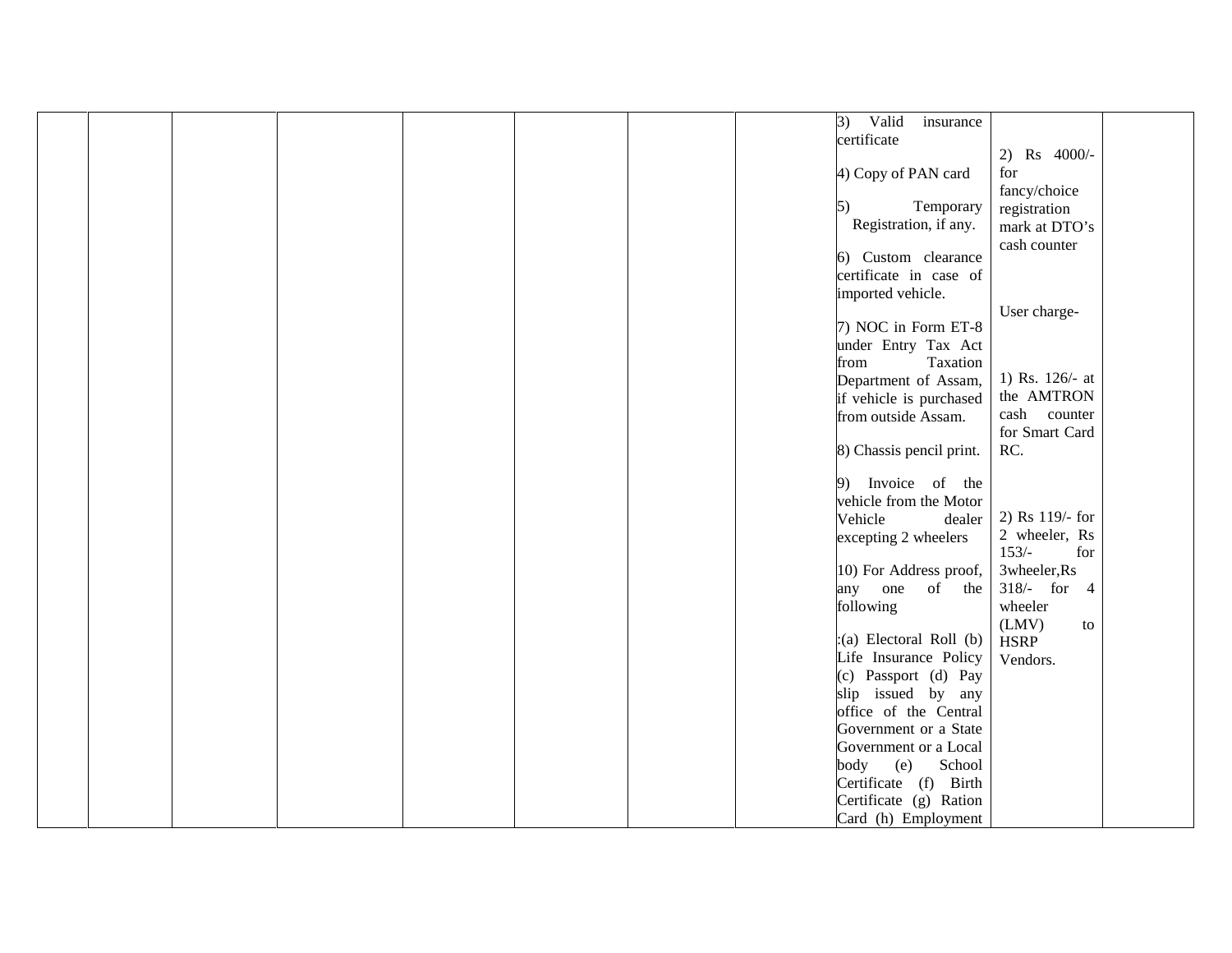|  |  |  |  |  |  |  |  |  |  |  |
|---|---|---|---|---|---|---|---|---|---|---|
|  |  |  |  |  |  |  |  | 3) Valid insurance certificate<br><br>4) Copy of PAN card<br><br>5) Temporary Registration, if any.<br><br>6) Custom clearance certificate in case of imported vehicle.<br><br>7) NOC in Form ET-8 under Entry Tax Act from Taxation Department of Assam, if vehicle is purchased from outside Assam.<br><br>8) Chassis pencil print.<br><br>9) Invoice of the vehicle from the Motor Vehicle dealer excepting 2 wheelers<br><br>10) For Address proof, any one of the following<br><br>:(a) Electoral Roll (b) Life Insurance Policy (c) Passport (d) Pay slip issued by any office of the Central Government or a State Government or a Local body (e) School Certificate (f) Birth Certificate (g) Ration Card (h) Employment | 2) Rs 4000/- for fancy/choice registration mark at DTO's cash counter<br><br>User charge-<br><br>1) Rs. 126/- at the AMTRON cash counter for Smart Card RC.<br><br>2) Rs 119/- for 2 wheeler, Rs 153/- for 3wheeler,Rs 318/- for 4 wheeler (LMV) to HSRP Vendors. |  |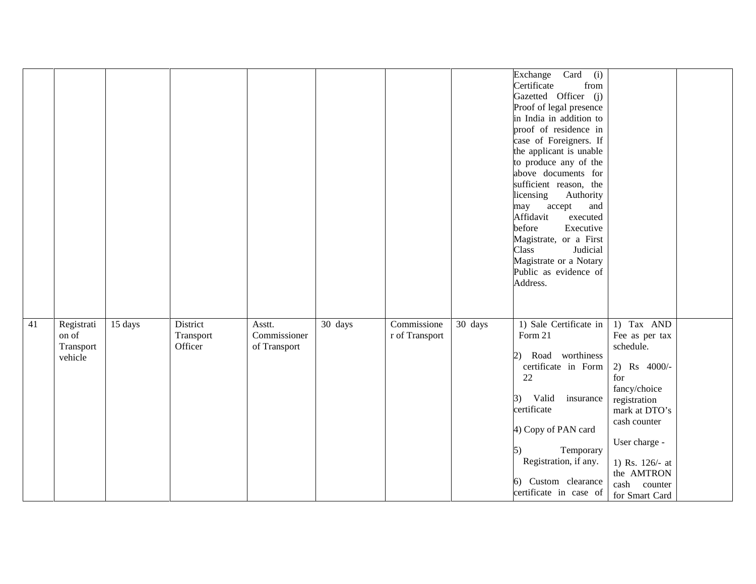| | | | | | | | | | | |
|---|---|---|---|---|---|---|---|---|---|---|
| | | | | | | | | Exchange Card (i) Certificate from Gazetted Officer (j) Proof of legal presence in India in addition to proof of residence in case of Foreigners. If the applicant is unable to produce any of the above documents for sufficient reason, the licensing Authority may accept and Affidavit executed before Executive Magistrate, or a First Class Judicial Magistrate or a Notary Public as evidence of Address. | | |
| 41 | Registration of Transport vehicle | 15 days | District Transport Officer | Asstt. Commissioner of Transport | 30 days | Commissioner of Transport | 30 days | 1) Sale Certificate in Form 21<br><br>2) Road worthiness certificate in Form 22<br><br>3) Valid insurance certificate<br><br>4) Copy of PAN card<br><br>5) Temporary Registration, if any.<br><br>6) Custom clearance certificate in case of | 1) Tax AND Fee as per tax schedule.<br><br>2) Rs 4000/- for fancy/choice registration mark at DTO's cash counter<br><br>User charge -<br><br>1) Rs. 126/- at the AMTRON cash counter for Smart Card | |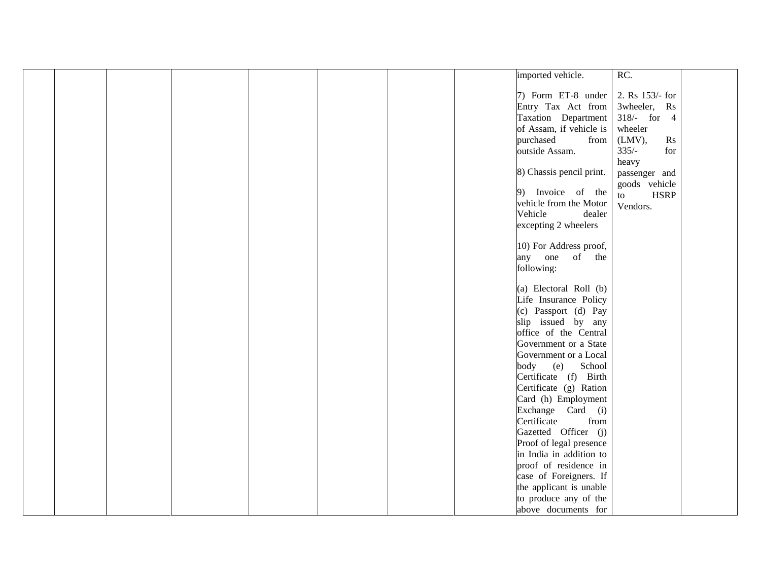| | | | | | | | | | | |
|---|---|---|---|---|---|---|---|---|---|---|
| | | | | | | | | imported vehicle.<br><br>7) Form ET-8 under Entry Tax Act from Taxation Department of Assam, if vehicle is purchased from outside Assam.<br><br>8) Chassis pencil print.<br><br>9) Invoice of the vehicle from the Motor Vehicle dealer excepting 2 wheelers<br><br>10) For Address proof, any one of the following:<br><br>(a) Electoral Roll (b) Life Insurance Policy (c) Passport (d) Pay slip issued by any office of the Central Government or a State Government or a Local body (e) School Certificate (f) Birth Certificate (g) Ration Card (h) Employment Exchange Card (i) Certificate from Gazetted Officer (j) Proof of legal presence in India in addition to proof of residence in case of Foreigners. If the applicant is unable to produce any of the above documents for | RC.<br><br>2. Rs 153/- for 3wheeler, Rs 318/- for 4 wheeler (LMV), Rs 335/- for heavy passenger and goods vehicle to HSRP Vendors. | |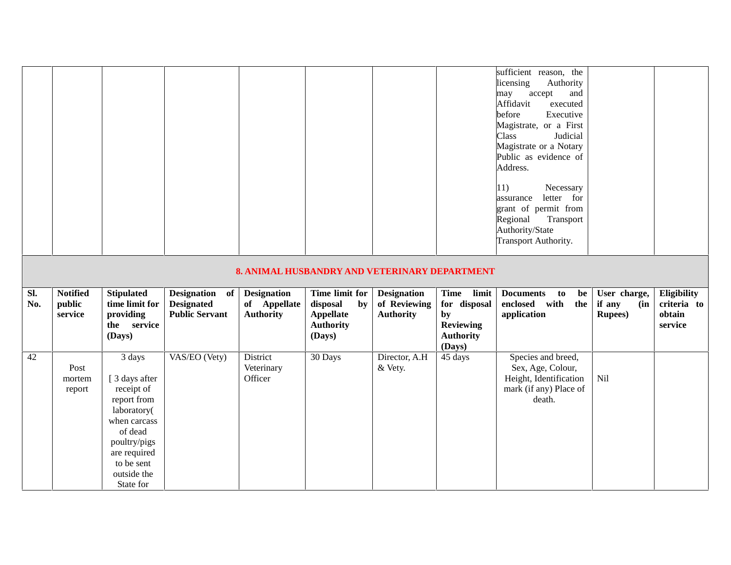| | | | | | | | | | | |
|---|---|---|---|---|---|---|---|---|---|---|
| | | | | | | | | sufficient reason, the licensing Authority may accept and Affidavit executed before Executive Magistrate, or a First Class Judicial Magistrate or a Notary Public as evidence of Address.<br><br>11) Necessary assurance letter for grant of permit from Regional Transport Authority/State Transport Authority. | | |

## 8. ANIMAL HUSBANDRY AND VETERINARY DEPARTMENT

| Sl. No. | Notified public service | Stipulated time limit for providing the service (Days) | Designation of Designated Public Servant | Designation of Appellate Authority | Time limit for disposal by Appellate Authority (Days) | Designation of Reviewing Authority | Time limit for disposal by Reviewing Authority (Days) | Documents to be enclosed with the application | User charge, if any (in Rupees) | Eligibility criteria to obtain service |
|---|---|---|---|---|---|---|---|---|---|---|
| 42 | Post mortem report | 3 days<br><br>[ 3 days after receipt of report from laboratory( when carcass of dead poultry/pigs are required to be sent outside the State for | VAS/EO (Vety) | District Veterinary Officer | 30 Days | Director, A.H & Vety. | 45 days | Species and breed, Sex, Age, Colour, Height, Identification mark (if any) Place of death. | Nil | |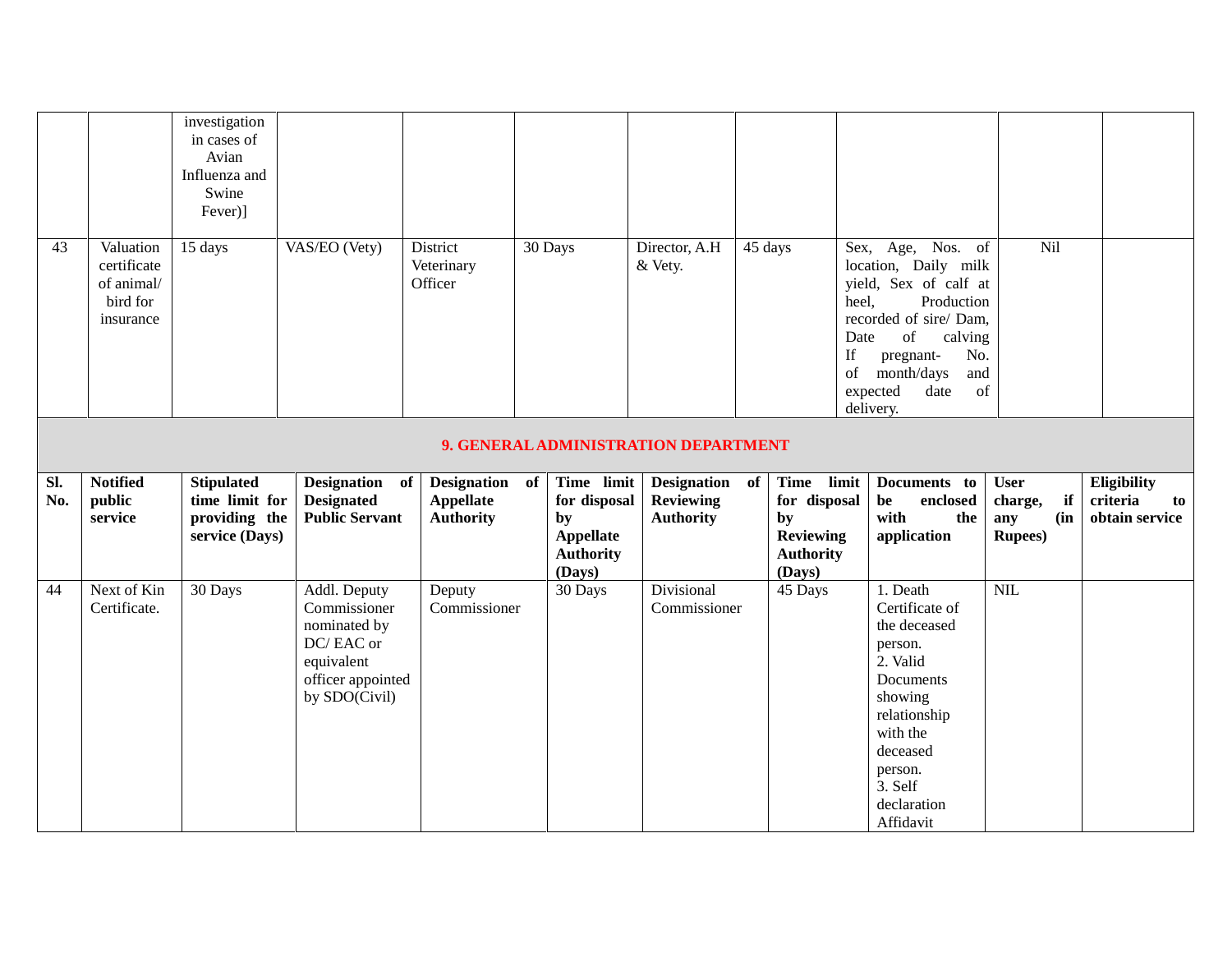| | | investigation in cases of Avian Influenza and Swine Fever)] | | | | | | | | |
|---|---|---|---|---|---|---|---|---|---|---|
| 43 | Valuation certificate of animal/ bird for insurance | 15 days | VAS/EO (Vety) | District Veterinary Officer | 30 Days | Director, A.H & Vety. | 45 days | Sex, Age, Nos. of location, Daily milk yield, Sex of calf at heel, Production recorded of sire/ Dam, Date of calving If pregnant- No. of month/days and expected date of delivery. | Nil | |

## 9. GENERAL ADMINISTRATION DEPARTMENT

| Sl. No. | Notified public service | Stipulated time limit for providing the service (Days) | Designation of Designated Public Servant | Designation of Appellate Authority | Time limit for disposal by Appellate Authority (Days) | Designation of Reviewing Authority | Time limit for disposal by Reviewing Authority (Days) | Documents to be enclosed with the application | User charge, if any (in Rupees) | Eligibility criteria to obtain service |
|---|---|---|---|---|---|---|---|---|---|---|
| 44 | Next of Kin Certificate. | 30 Days | Addl. Deputy Commissioner nominated by DC/ EAC or equivalent officer appointed by SDO(Civil) | Deputy Commissioner | 30 Days | Divisional Commissioner | 45 Days | 1. Death Certificate of the deceased person.<br>2. Valid Documents showing relationship with the deceased person.<br>3. Self declaration Affidavit | NIL | |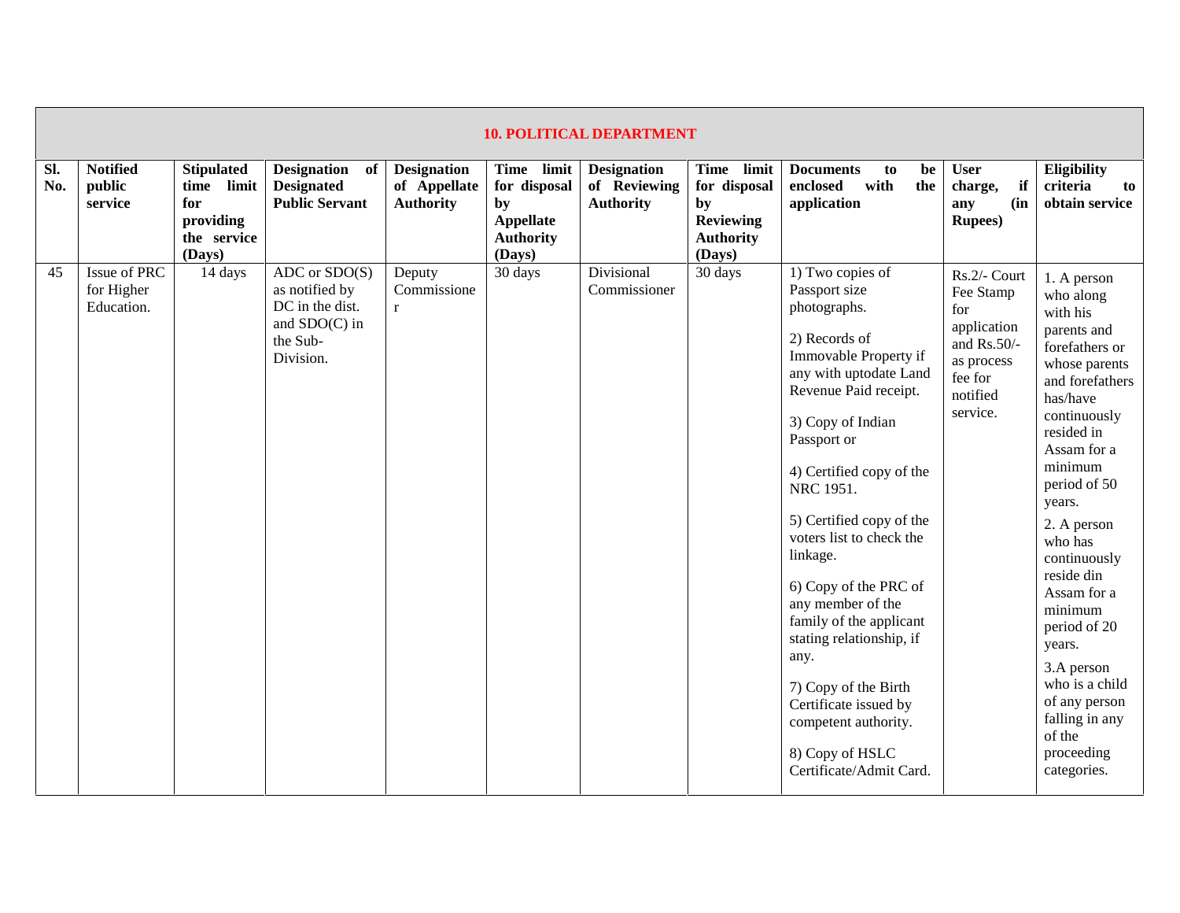| 10. POLITICAL DEPARTMENT | | | | | | | | | | |
|---|---|---|---|---|---|---|---|---|---|---|
| **Sl. No.** | **Notified public service** | **Stipulated time limit for providing the service (Days)** | **Designation of Designated Public Servant** | **Designation of Appellate Authority** | **Time limit for disposal by Appellate Authority (Days)** | **Designation of Reviewing Authority** | **Time limit for disposal by Reviewing Authority (Days)** | **Documents to be enclosed with the application** | **User charge, if any (in Rupees)** | **Eligibility criteria to obtain service** |
| 45 | Issue of PRC for Higher Education. | 14 days | ADC or SDO(S) as notified by DC in the dist. and SDO(C) in the Sub-Division. | Deputy Commissioner | 30 days | Divisional Commissioner | 30 days | 1) Two copies of Passport size photographs.<br><br>2) Records of Immovable Property if any with uptodate Land Revenue Paid receipt.<br><br>3) Copy of Indian Passport or<br><br>4) Certified copy of the NRC 1951.<br><br>5) Certified copy of the voters list to check the linkage.<br><br>6) Copy of the PRC of any member of the family of the applicant stating relationship, if any.<br><br>7) Copy of the Birth Certificate issued by competent authority.<br><br>8) Copy of HSLC Certificate/Admit Card. | Rs.2/- Court Fee Stamp for application and Rs.50/- as process fee for notified service. | 1. A person who along with his parents and forefathers or whose parents and forefathers has/have continuously resided in Assam for a minimum period of 50 years.<br><br>2. A person who has continuously reside din Assam for a minimum period of 20 years.<br><br>3.A person who is a child of any person falling in any of the proceeding categories. |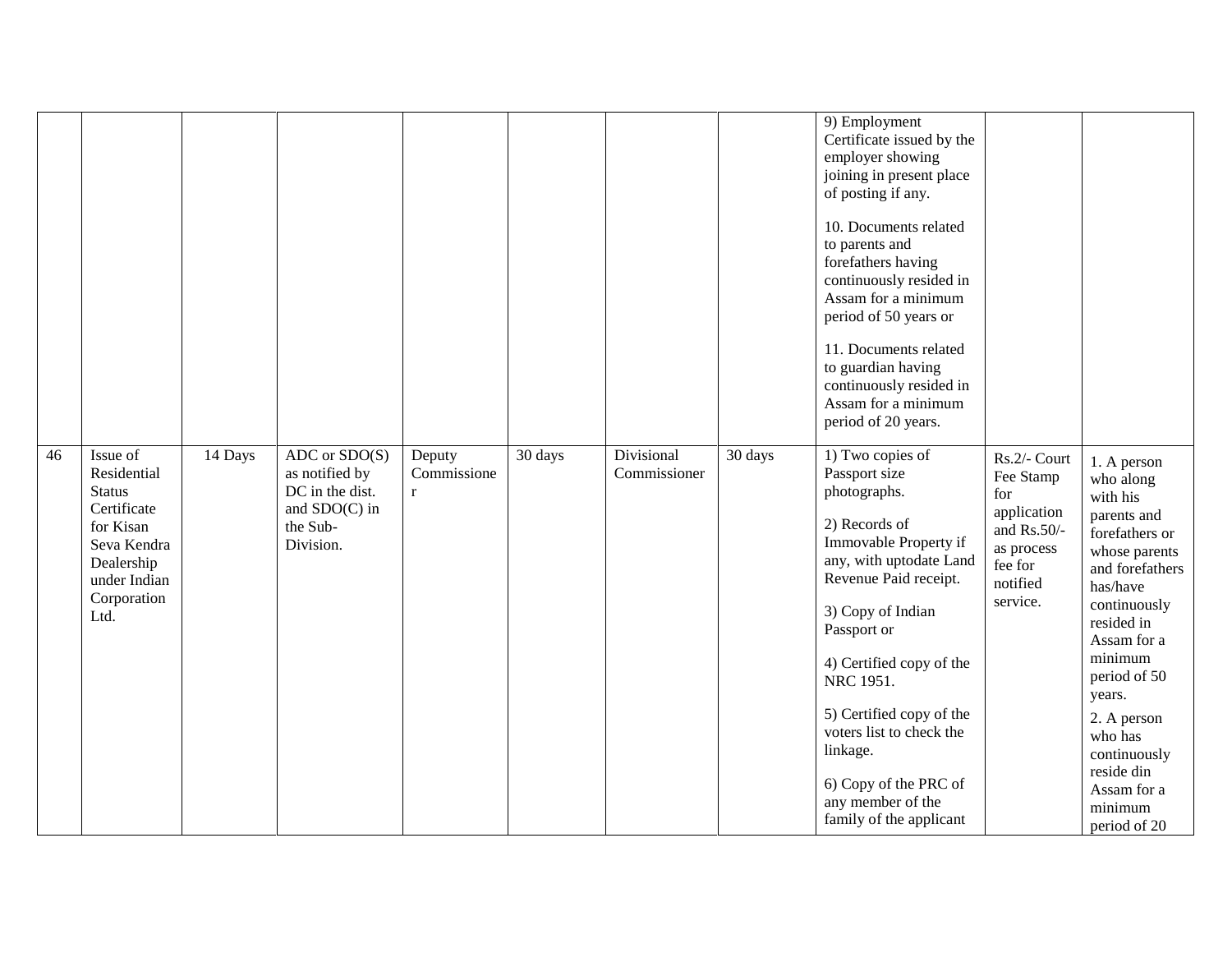| | | | | | | | | | | |
|---|---|---|---|---|---|---|---|---|---|---|
| | | | | | | | | 9) Employment Certificate issued by the employer showing joining in present place of posting if any.<br><br>10. Documents related to parents and forefathers having continuously resided in Assam for a minimum period of 50 years or<br><br>11. Documents related to guardian having continuously resided in Assam for a minimum period of 20 years. | | |
| 46 | Issue of Residential Status Certificate for Kisan Seva Kendra Dealership under Indian Corporation Ltd. | 14 Days | ADC or SDO(S) as notified by DC in the dist. and SDO(C) in the Sub-Division. | Deputy Commissioner | 30 days | Divisional Commissioner | 30 days | 1) Two copies of Passport size photographs.<br><br>2) Records of Immovable Property if any, with uptodate Land Revenue Paid receipt.<br><br>3) Copy of Indian Passport or<br><br>4) Certified copy of the NRC 1951.<br><br>5) Certified copy of the voters list to check the linkage.<br><br>6) Copy of the PRC of any member of the family of the applicant | Rs.2/- Court Fee Stamp for application and Rs.50/- as process fee for notified service. | 1. A person who along with his parents and forefathers or whose parents and forefathers has/have continuously resided in Assam for a minimum period of 50 years.<br><br>2. A person who has continuously reside din Assam for a minimum period of 20 |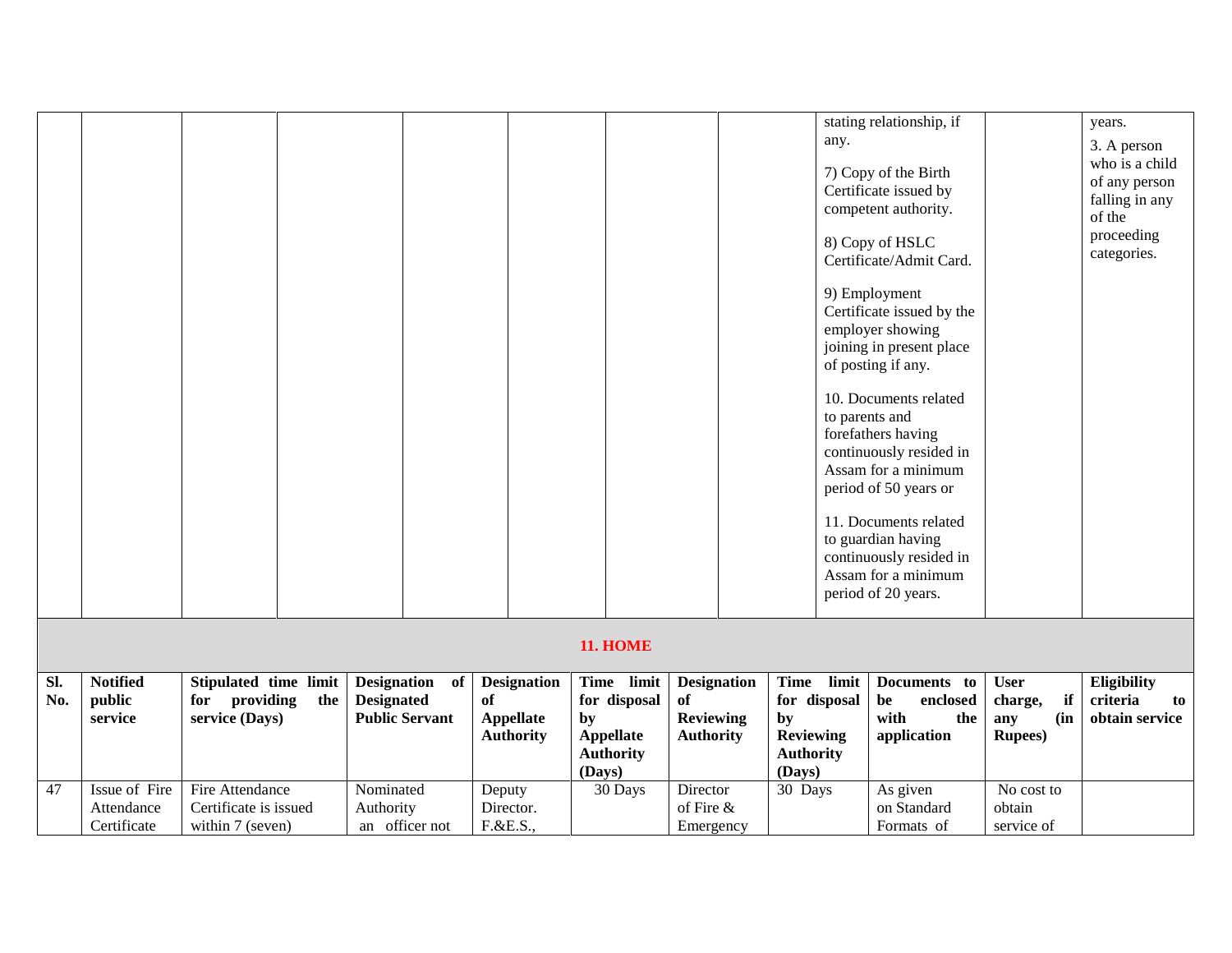| | | | | | | | | | | |
|---|---|---|---|---|---|---|---|---|---|---|
| | | | | | | | | stating relationship, if any.<br><br>7) Copy of the Birth Certificate issued by competent authority.<br><br>8) Copy of HSLC Certificate/Admit Card.<br><br>9) Employment Certificate issued by the employer showing joining in present place of posting if any.<br><br>10. Documents related to parents and forefathers having continuously resided in Assam for a minimum period of 50 years or<br><br>11. Documents related to guardian having continuously resided in Assam for a minimum period of 20 years. | | years.<br><br>3. A person who is a child of any person falling in any of the proceeding categories. |

## 11. HOME

| Sl. No. | Notified public service | Stipulated time limit for providing the service (Days) | Designation of Designated Public Servant | Designation of Appellate Authority | Time limit for disposal by Appellate Authority (Days) | Designation of Reviewing Authority | Time limit for disposal by Reviewing Authority (Days) | Documents to be enclosed with the application | User charge, if any (in Rupees) | Eligibility criteria to obtain service |
|---|---|---|---|---|---|---|---|---|---|---|
| 47 | Issue of Fire Attendance Certificate | Fire Attendance Certificate is issued within 7 (seven) | Nominated Authority an officer not | Deputy Director. F.&E.S., | 30 Days | Director of Fire & Emergency | 30 Days | As given on Standard Formats of | No cost to obtain service of | |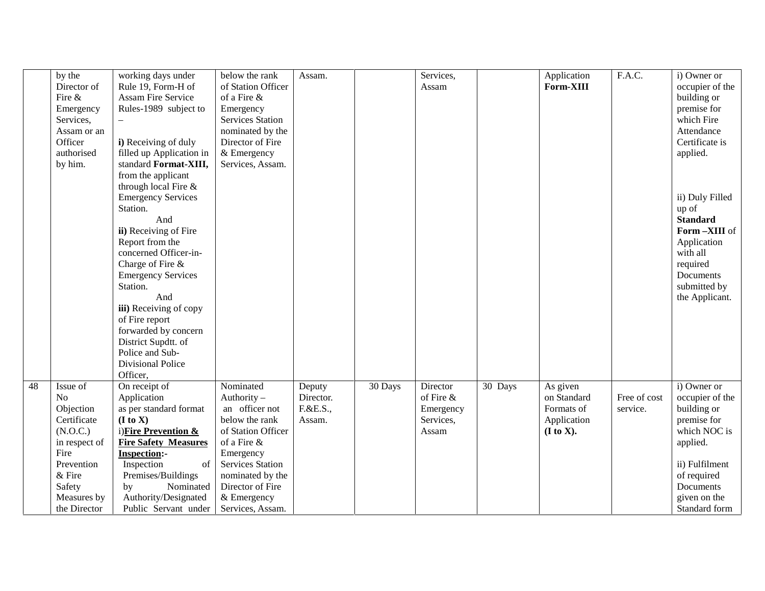| | | | | | | | | | | |
|---|---|---|---|---|---|---|---|---|---|---|
| | by the Director of Fire & Emergency Services, Assam or an Officer authorised by him. | working days under Rule 19, Form-H of Assam Fire Service Rules-1989 subject to –<br><br>**i)** Receiving of duly filled up Application in standard **Format-XIII,** from the applicant through local Fire & Emergency Services Station.<br>And<br>**ii)** Receiving of Fire Report from the concerned Officer-in-Charge of Fire & Emergency Services Station.<br>And<br>**iii)** Receiving of copy of Fire report forwarded by concern District Supdtt. of Police and Sub-Divisional Police Officer, | below the rank of Station Officer of a Fire & Emergency Services Station nominated by the Director of Fire & Emergency Services, Assam. | Assam. | | Services, Assam | | Application **Form-XIII** | F.A.C. | i) Owner or occupier of the building or premise for which Fire Attendance Certificate is applied.<br><br>ii) Duly Filled up of **Standard Form –XIII** of Application with all required Documents submitted by the Applicant. |
| 48 | Issue of No Objection Certificate (N.O.C.) in respect of Fire Prevention & Fire Safety Measures by the Director | On receipt of Application as per standard format **(I to X)**<br>i)**<u>Fire Prevention & Fire Safety Measures Inspection</u>:-**<br>Inspection of Premises/Buildings by Nominated Authority/Designated Public Servant under | Nominated Authority – an officer not below the rank of Station Officer of a Fire & Emergency Services Station nominated by the Director of Fire & Emergency Services, Assam. | Deputy Director. F.&E.S., Assam. | 30 Days | Director of Fire & Emergency Services, Assam | 30 Days | As given on Standard Formats of Application **(I to X).** | Free of cost service. | i) Owner or occupier of the building or premise for which NOC is applied.<br><br>ii) Fulfilment of required Documents given on the Standard form |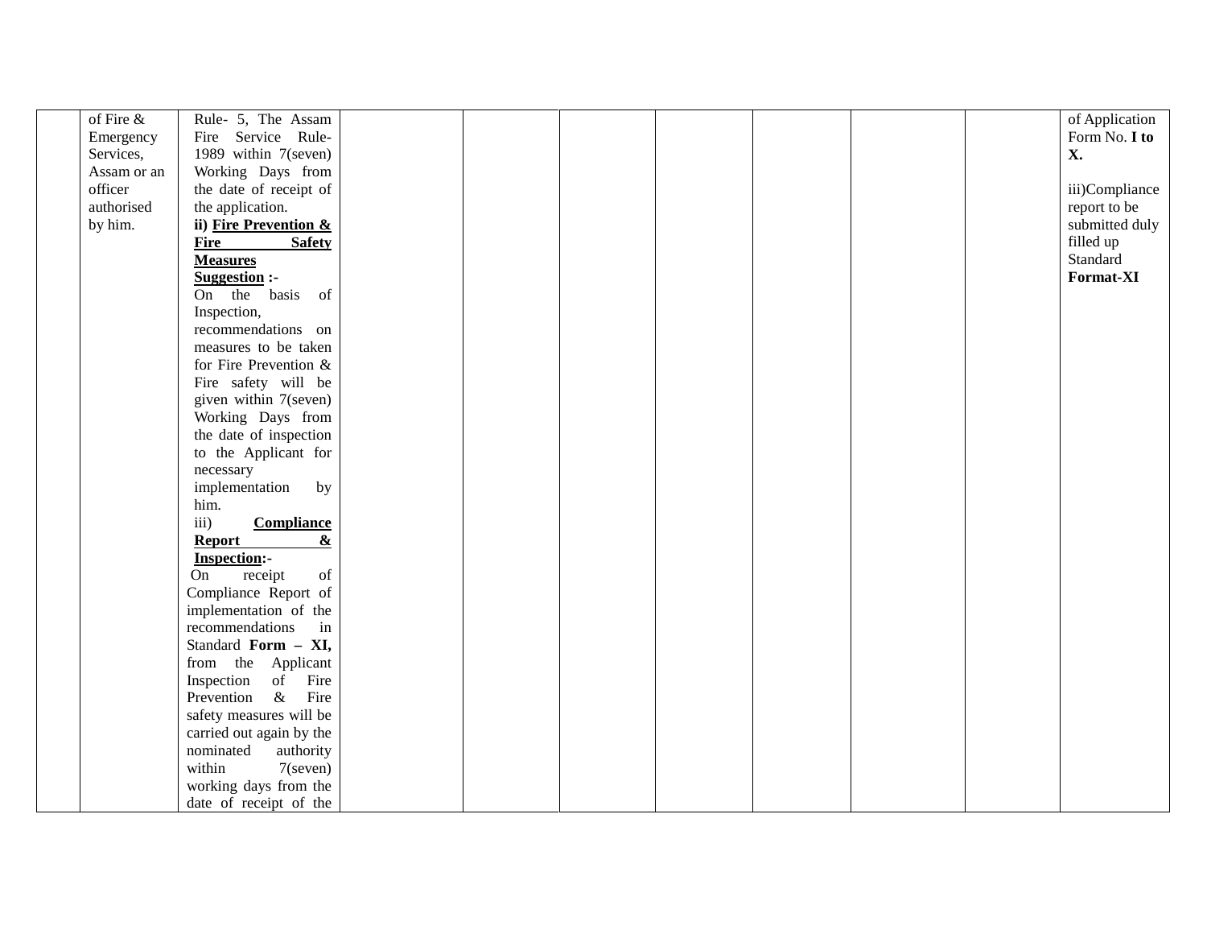|  | of Fire & Emergency Services, Assam or an officer authorised by him. | Rule- 5, The Assam Fire Service Rule-1989 within 7(seven) Working Days from the date of receipt of the application.<br>**ii) Fire Prevention & Fire Safety Measures Suggestion :-**<br>On the basis of Inspection, recommendations on measures to be taken for Fire Prevention & Fire safety will be given within 7(seven) Working Days from the date of inspection to the Applicant for necessary implementation by him.<br>iii) **Compliance Report & Inspection:-**<br>On receipt of Compliance Report of implementation of the recommendations in Standard **Form – XI,** from the Applicant Inspection of Fire Prevention & Fire safety measures will be carried out again by the nominated authority within 7(seven) working days from the date of receipt of the |  |  |  |  |  |  |  | of Application Form No. **I to X.**<br><br>iii)Compliance report to be submitted duly filled up Standard **Format-XI** |
|---|---|---|---|---|---|---|---|---|---|---|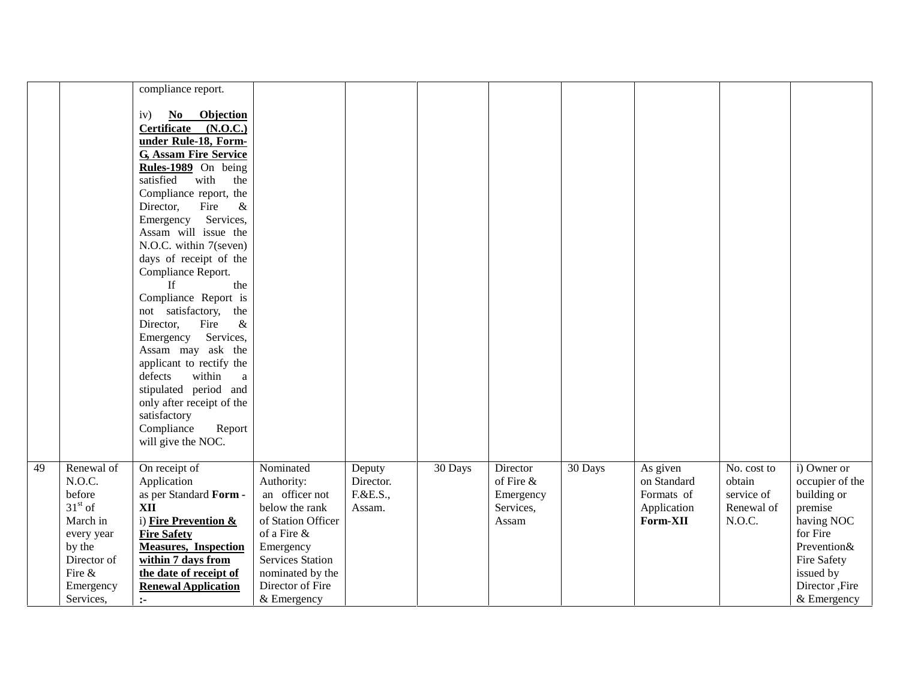|  |  |  |  |  |  |  |  |  |  |  |
|---|---|---|---|---|---|---|---|---|---|---|
|  |  | compliance report.<br><br>iv) **No Objection Certificate (N.O.C.) under Rule-18, Form-G, Assam Fire Service Rules-1989** On being satisfied with the Compliance report, the Director, Fire & Emergency Services, Assam will issue the N.O.C. within 7(seven) days of receipt of the Compliance Report.<br>If the Compliance Report is not satisfactory, the Director, Fire & Emergency Services, Assam may ask the applicant to rectify the defects within a stipulated period and only after receipt of the satisfactory Compliance Report will give the NOC. |  |  |  |  |  |  |  |  |
| 49 | Renewal of N.O.C. before 31st of March in every year by the Director of Fire & Emergency Services, | On receipt of Application as per Standard **Form -XII**<br>i) **Fire Prevention & Fire Safety Measures, Inspection within 7 days from the date of receipt of Renewal Application :-** | Nominated Authority: an officer not below the rank of Station Officer of a Fire & Emergency Services Station nominated by the Director of Fire & Emergency | Deputy Director. F.&E.S., Assam. | 30 Days | Director of Fire & Emergency Services, Assam | 30 Days | As given on Standard Formats of Application **Form-XII** | No. cost to obtain service of Renewal of N.O.C. | i) Owner or occupier of the building or premise having NOC for Fire Prevention& Fire Safety issued by Director ,Fire & Emergency |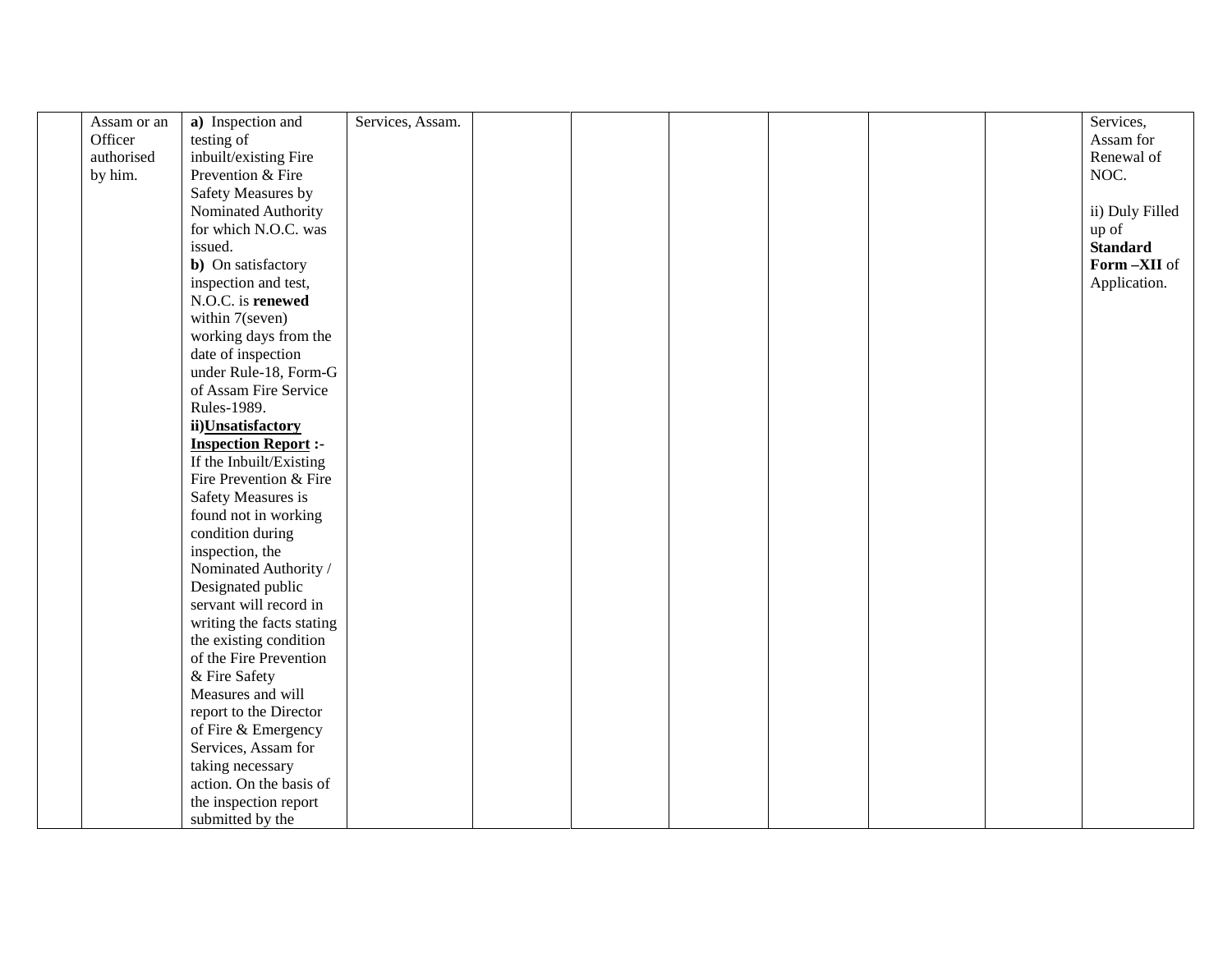|  |  |  |  |  |  |  |  |  |  |  |
|---|---|---|---|---|---|---|---|---|---|---|
|  | Assam or an Officer authorised by him. | **a)** Inspection and testing of inbuilt/existing Fire Prevention & Fire Safety Measures by Nominated Authority for which N.O.C. was issued.<br>**b)** On satisfactory inspection and test, N.O.C. is **renewed** within 7(seven) working days from the date of inspection under Rule-18, Form-G of Assam Fire Service Rules-1989.<br>**ii)<u>Unsatisfactory Inspection Report</u> :-** If the Inbuilt/Existing Fire Prevention & Fire Safety Measures is found not in working condition during inspection, the Nominated Authority / Designated public servant will record in writing the facts stating the existing condition of the Fire Prevention & Fire Safety Measures and will report to the Director of Fire & Emergency Services, Assam for taking necessary action. On the basis of the inspection report submitted by the | Services, Assam. |  |  |  |  |  |  | Services, Assam for Renewal of NOC.<br><br>ii) Duly Filled up of **Standard Form –XII** of Application. |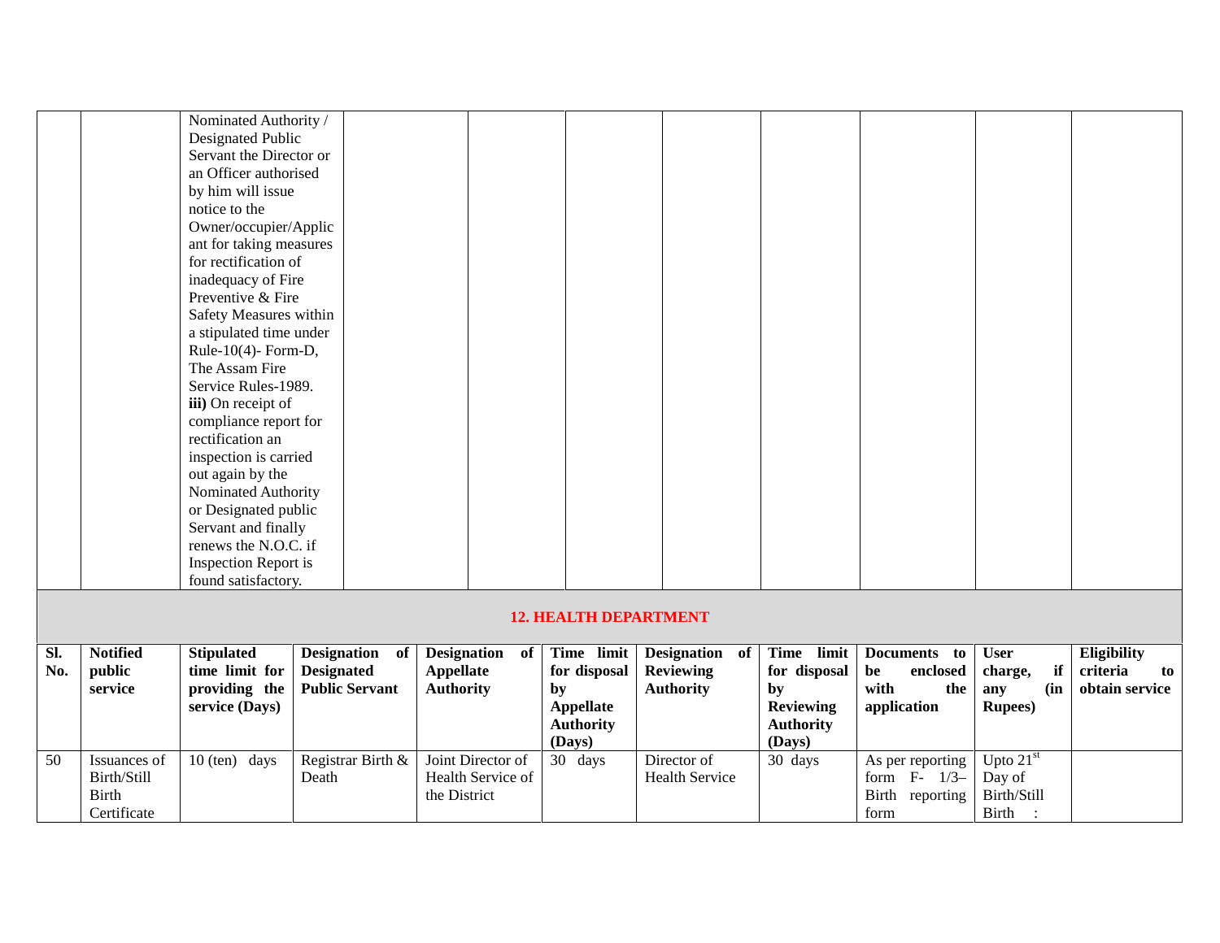| | | | | | | | | | | |
|---|---|---|---|---|---|---|---|---|---|---|
| | | Nominated Authority / Designated Public Servant the Director or an Officer authorised by him will issue notice to the Owner/occupier/Applicant for taking measures for rectification of inadequacy of Fire Preventive & Fire Safety Measures within a stipulated time under Rule-10(4)- Form-D, The Assam Fire Service Rules-1989. **iii)** On receipt of compliance report for rectification an inspection is carried out again by the Nominated Authority or Designated public Servant and finally renews the N.O.C. if Inspection Report is found satisfactory. | | | | | | | | |

## 12. HEALTH DEPARTMENT

| Sl. No. | Notified public service | Stipulated time limit for providing the service (Days) | Designation of Designated Public Servant | Designation of Appellate Authority | Time limit for disposal by Appellate Authority (Days) | Designation of Reviewing Authority | Time limit for disposal by Reviewing Authority (Days) | Documents to be enclosed with the application | User charge, if any (in Rupees) | Eligibility criteria to obtain service |
|---|---|---|---|---|---|---|---|---|---|---|
| 50 | Issuances of Birth/Still Birth Certificate | 10 (ten) days | Registrar Birth & Death | Joint Director of Health Service of the District | 30 days | Director of Health Service | 30 days | As per reporting form F- 1/3– Birth reporting form | Upto 21st Day of Birth/Still Birth : | |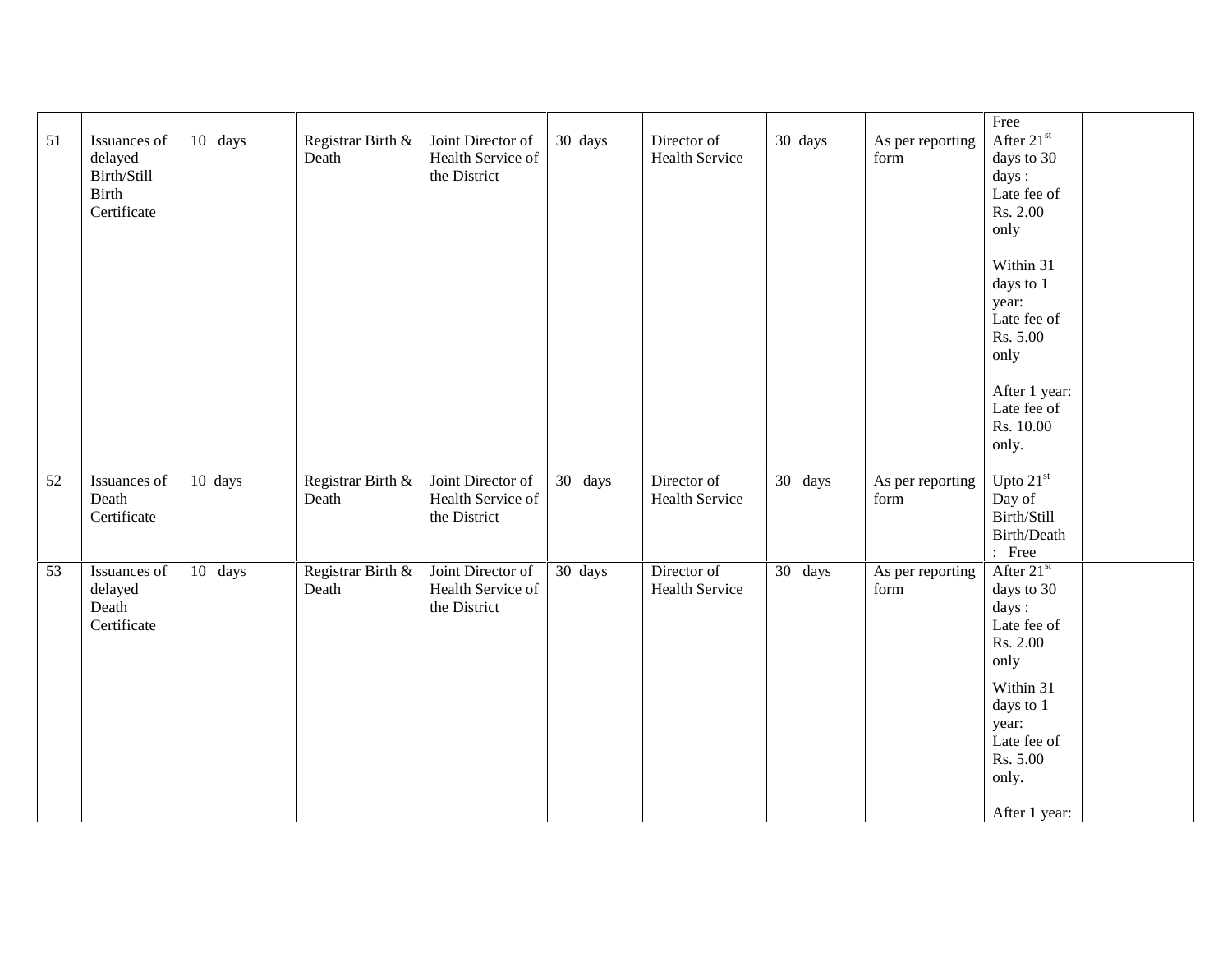| | | | | | | | | | | |
|---|---|---|---|---|---|---|---|---|---|---|
| | | | | | | | | | Free | |
| 51 | Issuances of delayed Birth/Still Birth Certificate | 10 days | Registrar Birth & Death | Joint Director of Health Service of the District | 30 days | Director of Health Service | 30 days | As per reporting form | After 21st days to 30 days : Late fee of Rs. 2.00 only<br><br>Within 31 days to 1 year: Late fee of Rs. 5.00 only<br><br>After 1 year: Late fee of Rs. 10.00 only. | |
| 52 | Issuances of Death Certificate | 10 days | Registrar Birth & Death | Joint Director of Health Service of the District | 30 days | Director of Health Service | 30 days | As per reporting form | Upto 21st Day of Birth/Still Birth/Death : Free | |
| 53 | Issuances of delayed Death Certificate | 10 days | Registrar Birth & Death | Joint Director of Health Service of the District | 30 days | Director of Health Service | 30 days | As per reporting form | After 21st days to 30 days : Late fee of Rs. 2.00 only<br><br>Within 31 days to 1 year: Late fee of Rs. 5.00 only.<br><br>After 1 year: | |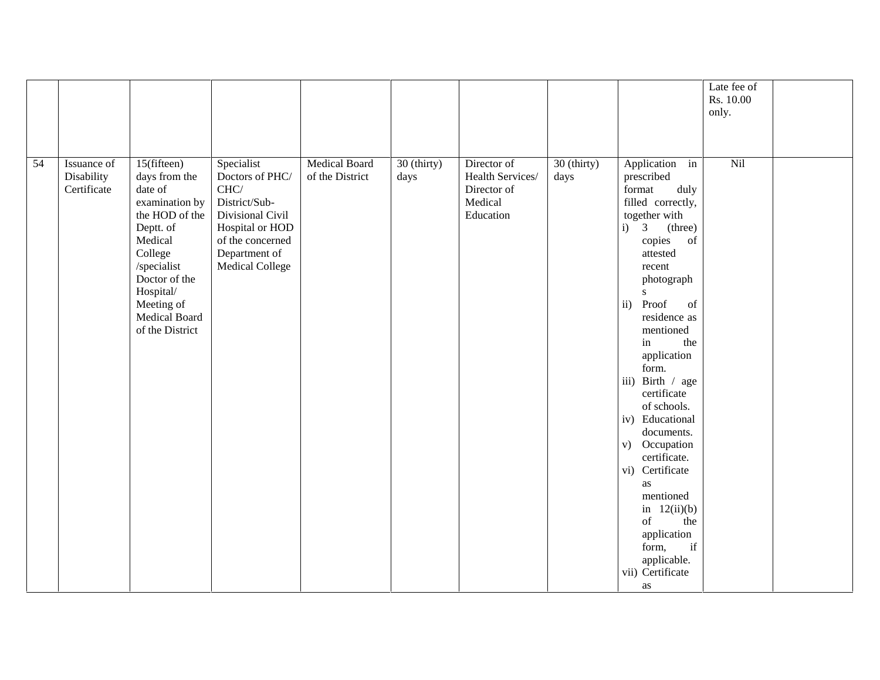| | | | | | | | | | | |
|---|---|---|---|---|---|---|---|---|---|---|
| | | | | | | | | | Late fee of Rs. 10.00 only. | |
| 54 | Issuance of Disability Certificate | 15(fifteen) days from the date of examination by the HOD of the Deptt. of Medical College /specialist Doctor of the Hospital/ Meeting of Medical Board of the District | Specialist Doctors of PHC/ CHC/ District/Sub-Divisional Civil Hospital or HOD of the concerned Department of Medical College | Medical Board of the District | 30 (thirty) days | Director of Health Services/ Director of Medical Education | 30 (thirty) days | Application in prescribed format duly filled correctly, together with<br>i) 3 (three) copies of attested recent photographs<br>ii) Proof of residence as mentioned in the application form.<br>iii) Birth / age certificate of schools.<br>iv) Educational documents.<br>v) Occupation certificate.<br>vi) Certificate as mentioned in 12(ii)(b) of the application form, if applicable.<br>vii) Certificate as | Nil | |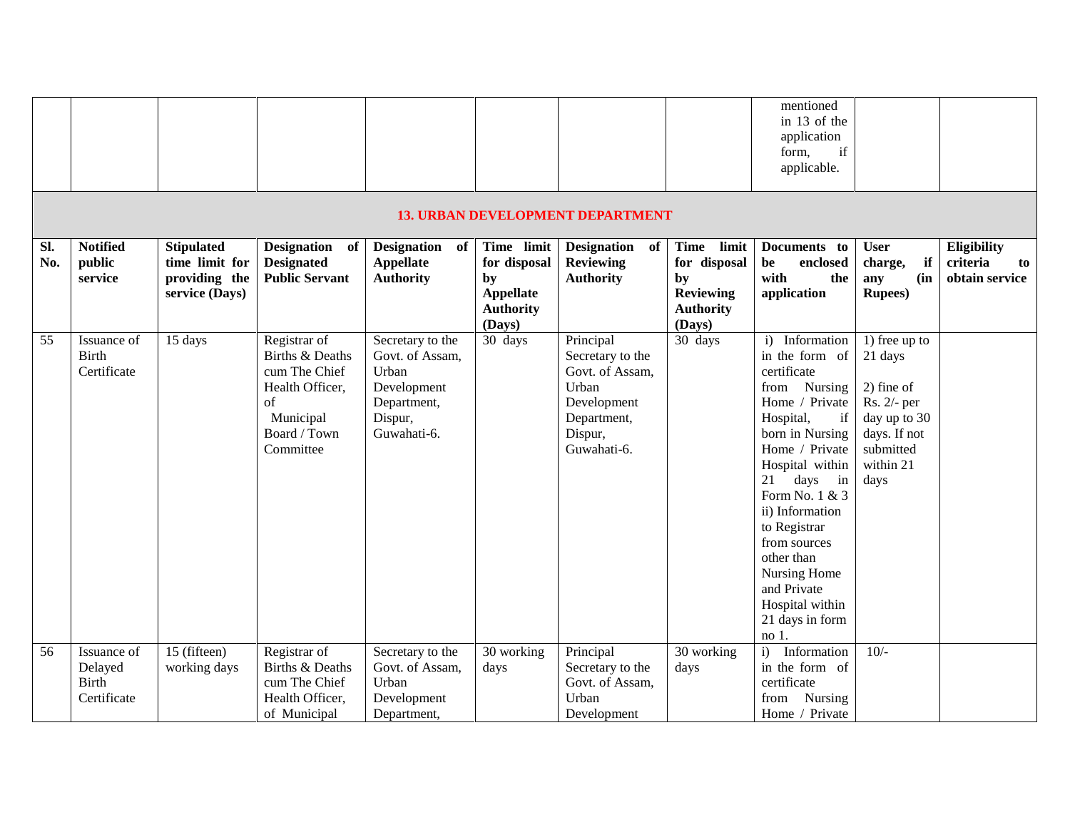| | | | | | | | | | | |
|---|---|---|---|---|---|---|---|---|---|---|
| | | | | | | | | mentioned in 13 of the application form, if applicable. | | |

## 13. URBAN DEVELOPMENT DEPARTMENT

| Sl. No. | Notified public service | Stipulated time limit for providing the service (Days) | Designation of Designated Public Servant | Designation of Appellate Authority | Time limit for disposal by Appellate Authority (Days) | Designation of Reviewing Authority | Time limit for disposal by Reviewing Authority (Days) | Documents to be enclosed with the application | User charge, if any (in Rupees) | Eligibility criteria to obtain service |
|---|---|---|---|---|---|---|---|---|---|---|
| 55 | Issuance of Birth Certificate | 15 days | Registrar of Births & Deaths cum The Chief Health Officer, of Municipal Board / Town Committee | Secretary to the Govt. of Assam, Urban Development Department, Dispur, Guwahati-6. | 30 days | Principal Secretary to the Govt. of Assam, Urban Development Department, Dispur, Guwahati-6. | 30 days | i) Information in the form of certificate from Nursing Home / Private Hospital, if born in Nursing Home / Private Hospital within 21 days in Form No. 1 & 3 ii) Information to Registrar from sources other than Nursing Home and Private Hospital within 21 days in form no 1. | 1) free up to 21 days 2) fine of Rs. 2/- per day up to 30 days. If not submitted within 21 days | |
| 56 | Issuance of Delayed Birth Certificate | 15 (fifteen) working days | Registrar of Births & Deaths cum The Chief Health Officer, of Municipal | Secretary to the Govt. of Assam, Urban Development Department, | 30 working days | Principal Secretary to the Govt. of Assam, Urban Development | 30 working days | i) Information in the form of certificate from Nursing Home / Private | 10/- | |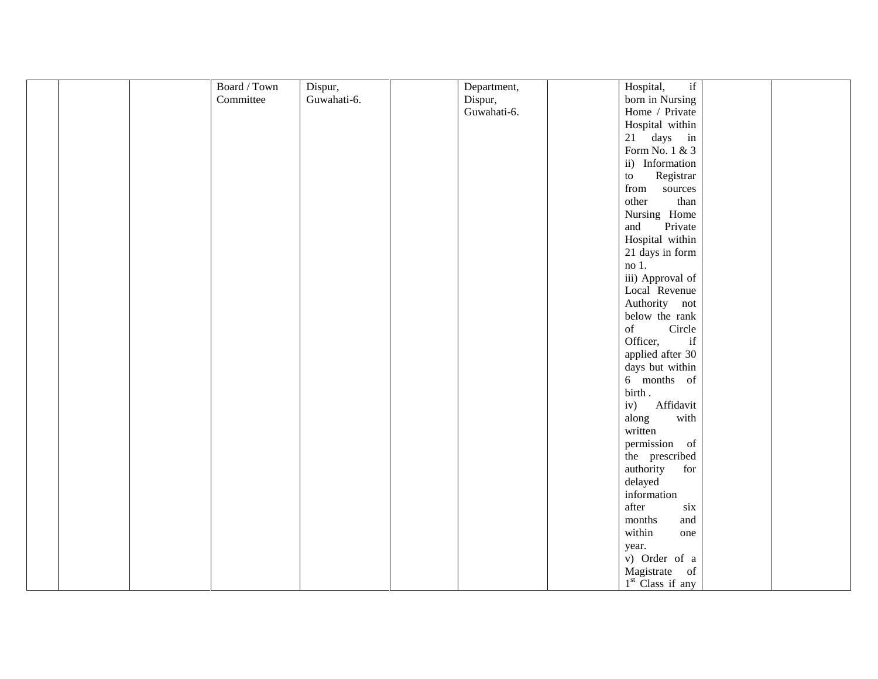| | | | | | | | | | | |
|---|---|---|---|---|---|---|---|---|---|---|
| | | | Board / Town Committee | Dispur, Guwahati-6. | | Department, Dispur, Guwahati-6. | | Hospital, if born in Nursing Home / Private Hospital within 21 days in Form No. 1 & 3<br>ii) Information to Registrar from sources other than Nursing Home and Private Hospital within 21 days in form no 1.<br>iii) Approval of Local Revenue Authority not below the rank of Circle Officer, if applied after 30 days but within 6 months of birth .<br>iv) Affidavit along with written permission of the prescribed authority for delayed information after six months and within one year.<br>v) Order of a Magistrate of 1st Class if any | | |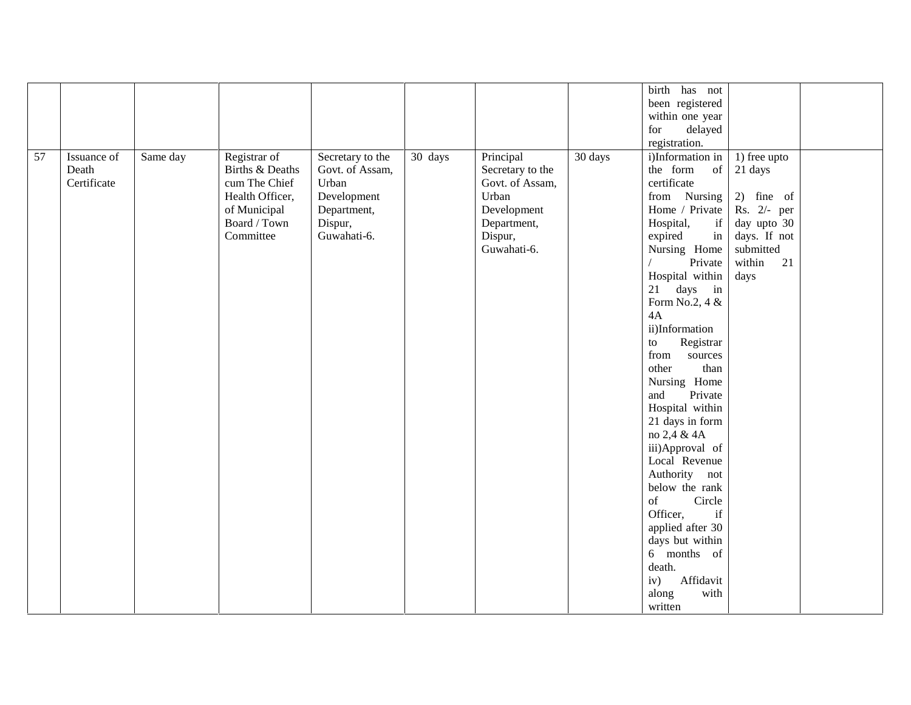| | | | | | | | | | | |
|---|---|---|---|---|---|---|---|---|---|---|
| | | | | | | | | birth has not been registered within one year for delayed registration. | | |
| 57 | Issuance of Death Certificate | Same day | Registrar of Births & Deaths cum The Chief Health Officer, of Municipal Board / Town Committee | Secretary to the Govt. of Assam, Urban Development Department, Dispur, Guwahati-6. | 30 days | Principal Secretary to the Govt. of Assam, Urban Development Department, Dispur, Guwahati-6. | 30 days | i)Information in the form of certificate from Nursing Home / Private Hospital, if expired in Nursing Home / Private Hospital within 21 days in Form No.2, 4 & 4A<br>ii)Information to Registrar from sources other than Nursing Home and Private Hospital within 21 days in form no 2,4 & 4A<br>iii)Approval of Local Revenue Authority not below the rank of Circle Officer, if applied after 30 days but within 6 months of death.<br>iv) Affidavit along with written | 1) free upto 21 days<br><br>2) fine of Rs. 2/- per day upto 30 days. If not submitted within 21 days | |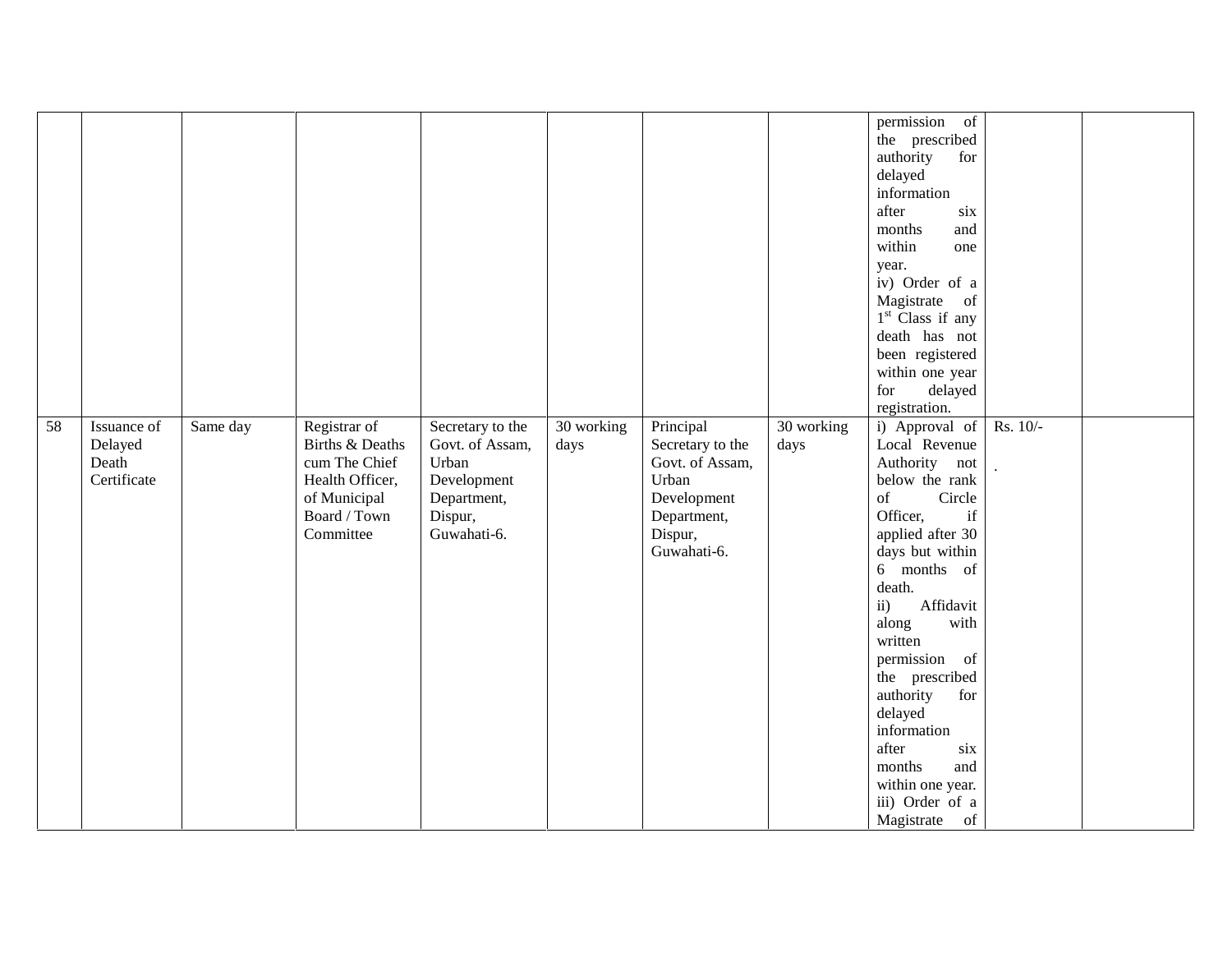| | | | | | | | | | | |
|---|---|---|---|---|---|---|---|---|---|---|
| | | | | | | | | permission of the prescribed authority for delayed information after six months and within one year.<br>iv) Order of a Magistrate of 1st Class if any death has not been registered within one year for delayed registration. | | |
| 58 | Issuance of Delayed Death Certificate | Same day | Registrar of Births & Deaths cum The Chief Health Officer, of Municipal Board / Town Committee | Secretary to the Govt. of Assam, Urban Development Department, Dispur, Guwahati-6. | 30 working days | Principal Secretary to the Govt. of Assam, Urban Development Department, Dispur, Guwahati-6. | 30 working days | i) Approval of Local Revenue Authority not below the rank of Circle Officer, if applied after 30 days but within 6 months of death.<br>ii) Affidavit along with written permission of the prescribed authority for delayed information after six months and within one year.<br>iii) Order of a Magistrate of | Rs. 10/-<br><br>. | |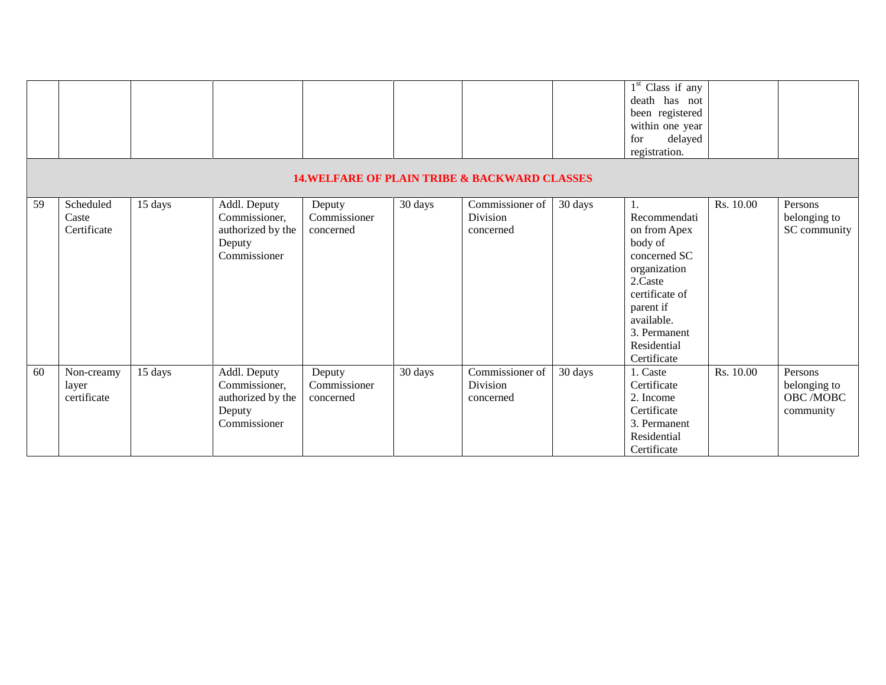| | | | | | | | | | | |
|---|---|---|---|---|---|---|---|---|---|---|
| | | | | | | | | 1st Class if any death has not been registered within one year for delayed registration. | | |
| **14.WELFARE OF PLAIN TRIBE & BACKWARD CLASSES** | | | | | | | | | | |
| 59 | Scheduled Caste Certificate | 15 days | Addl. Deputy Commissioner, authorized by the Deputy Commissioner | Deputy Commissioner concerned | 30 days | Commissioner of Division concerned | 30 days | 1. Recommendation from Apex body of concerned SC organization 2.Caste certificate of parent if available. 3. Permanent Residential Certificate | Rs. 10.00 | Persons belonging to SC community |
| 60 | Non-creamy layer certificate | 15 days | Addl. Deputy Commissioner, authorized by the Deputy Commissioner | Deputy Commissioner concerned | 30 days | Commissioner of Division concerned | 30 days | 1. Caste Certificate 2. Income Certificate 3. Permanent Residential Certificate | Rs. 10.00 | Persons belonging to OBC /MOBC community |